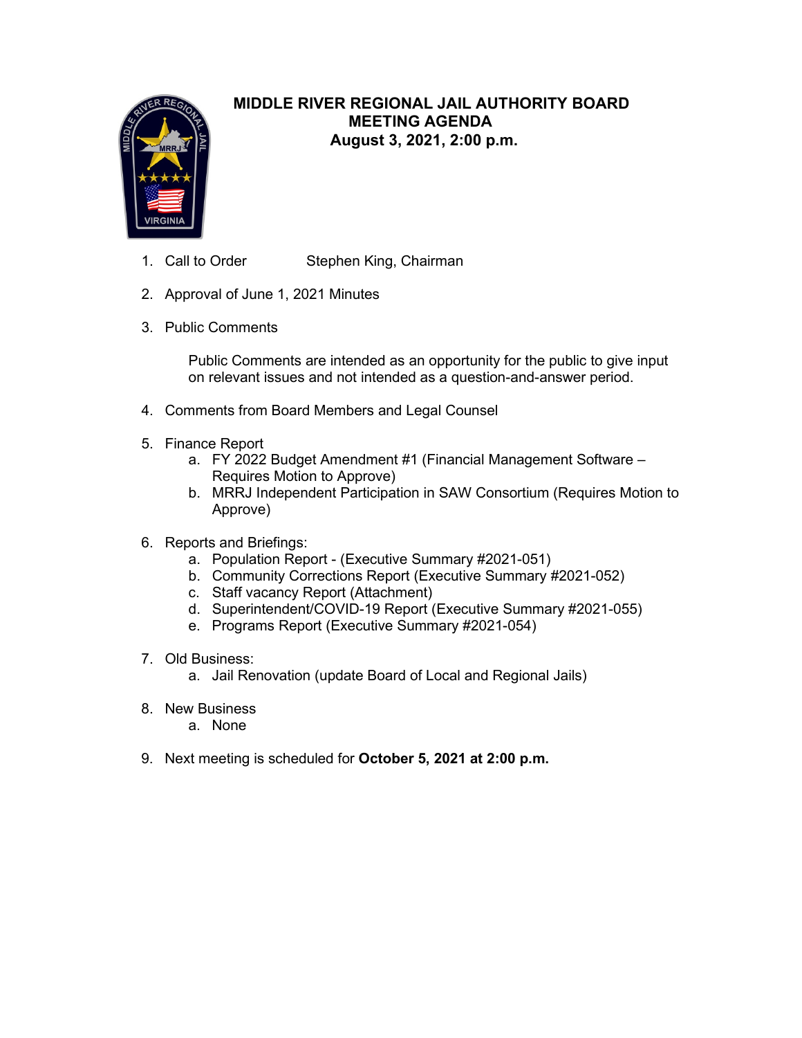# MIDDLE RIVER REGIONAL JAIL AUTHORITY BOARD
## MEETING AGENDA
### August 3, 2021, 2:00 p.m.

1. Call to Order     Stephen King, Chairman

2. Approval of June 1, 2021 Minutes

3. Public Comments

   Public Comments are intended as an opportunity for the public to give input on relevant issues and not intended as a question-and-answer period.

4. Comments from Board Members and Legal Counsel

5. Finance Report
   a. FY 2022 Budget Amendment #1 (Financial Management Software – Requires Motion to Approve)
   b. MRRJ Independent Participation in SAW Consortium (Requires Motion to Approve)

6. Reports and Briefings:
   a. Population Report - (Executive Summary #2021-051)
   b. Community Corrections Report (Executive Summary #2021-052)
   c. Staff vacancy Report (Attachment)
   d. Superintendent/COVID-19 Report (Executive Summary #2021-055)
   e. Programs Report (Executive Summary #2021-054)

7. Old Business:
   a. Jail Renovation (update Board of Local and Regional Jails)

8. New Business
   a. None

9. Next meeting is scheduled for **October 5, 2021 at 2:00 p.m.**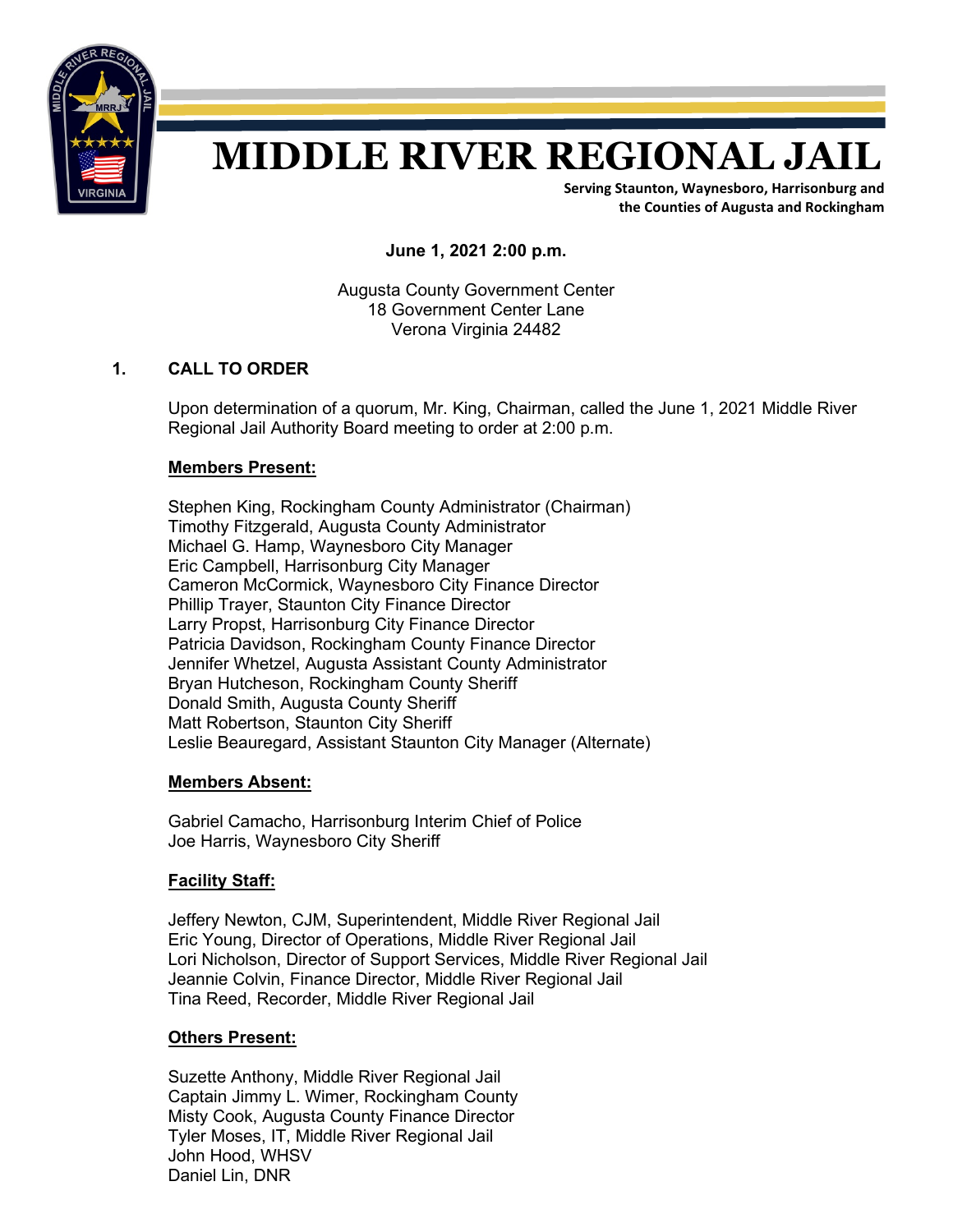# MIDDLE RIVER REGIONAL JAIL

**Serving Staunton, Waynesboro, Harrisonburg and the Counties of Augusta and Rockingham**

**June 1, 2021 2:00 p.m.**

Augusta County Government Center
18 Government Center Lane
Verona Virginia 24482

## 1. CALL TO ORDER

Upon determination of a quorum, Mr. King, Chairman, called the June 1, 2021 Middle River Regional Jail Authority Board meeting to order at 2:00 p.m.

**Members Present:**

Stephen King, Rockingham County Administrator (Chairman)
Timothy Fitzgerald, Augusta County Administrator
Michael G. Hamp, Waynesboro City Manager
Eric Campbell, Harrisonburg City Manager
Cameron McCormick, Waynesboro City Finance Director
Phillip Trayer, Staunton City Finance Director
Larry Propst, Harrisonburg City Finance Director
Patricia Davidson, Rockingham County Finance Director
Jennifer Whetzel, Augusta Assistant County Administrator
Bryan Hutcheson, Rockingham County Sheriff
Donald Smith, Augusta County Sheriff
Matt Robertson, Staunton City Sheriff
Leslie Beauregard, Assistant Staunton City Manager (Alternate)

**Members Absent:**

Gabriel Camacho, Harrisonburg Interim Chief of Police
Joe Harris, Waynesboro City Sheriff

**Facility Staff:**

Jeffery Newton, CJM, Superintendent, Middle River Regional Jail
Eric Young, Director of Operations, Middle River Regional Jail
Lori Nicholson, Director of Support Services, Middle River Regional Jail
Jeannie Colvin, Finance Director, Middle River Regional Jail
Tina Reed, Recorder, Middle River Regional Jail

**Others Present:**

Suzette Anthony, Middle River Regional Jail
Captain Jimmy L. Wimer, Rockingham County
Misty Cook, Augusta County Finance Director
Tyler Moses, IT, Middle River Regional Jail
John Hood, WHSV
Daniel Lin, DNR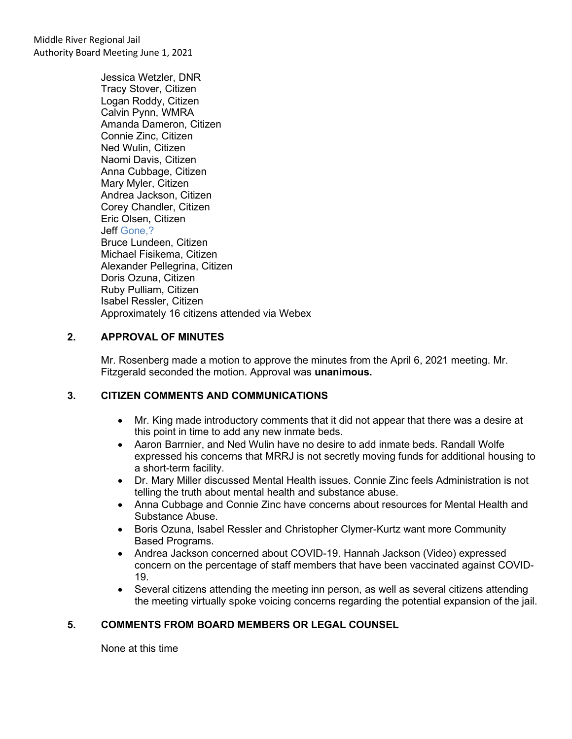Jessica Wetzler, DNR
Tracy Stover, Citizen
Logan Roddy, Citizen
Calvin Pynn, WMRA
Amanda Dameron, Citizen
Connie Zinc, Citizen
Ned Wulin, Citizen
Naomi Davis, Citizen
Anna Cubbage, Citizen
Mary Myler, Citizen
Andrea Jackson, Citizen
Corey Chandler, Citizen
Eric Olsen, Citizen
Jeff Gone,?
Bruce Lundeen, Citizen
Michael Fisikema, Citizen
Alexander Pellegrina, Citizen
Doris Ozuna, Citizen
Ruby Pulliam, Citizen
Isabel Ressler, Citizen
Approximately 16 citizens attended via Webex

## 2. APPROVAL OF MINUTES

Mr. Rosenberg made a motion to approve the minutes from the April 6, 2021 meeting. Mr. Fitzgerald seconded the motion. Approval was **unanimous.**

## 3. CITIZEN COMMENTS AND COMMUNICATIONS

- Mr. King made introductory comments that it did not appear that there was a desire at this point in time to add any new inmate beds.
- Aaron Barrnier, and Ned Wulin have no desire to add inmate beds. Randall Wolfe expressed his concerns that MRRJ is not secretly moving funds for additional housing to a short-term facility.
- Dr. Mary Miller discussed Mental Health issues. Connie Zinc feels Administration is not telling the truth about mental health and substance abuse.
- Anna Cubbage and Connie Zinc have concerns about resources for Mental Health and Substance Abuse.
- Boris Ozuna, Isabel Ressler and Christopher Clymer-Kurtz want more Community Based Programs.
- Andrea Jackson concerned about COVID-19. Hannah Jackson (Video) expressed concern on the percentage of staff members that have been vaccinated against COVID-19.
- Several citizens attending the meeting inn person, as well as several citizens attending the meeting virtually spoke voicing concerns regarding the potential expansion of the jail.

## 5. COMMENTS FROM BOARD MEMBERS OR LEGAL COUNSEL

None at this time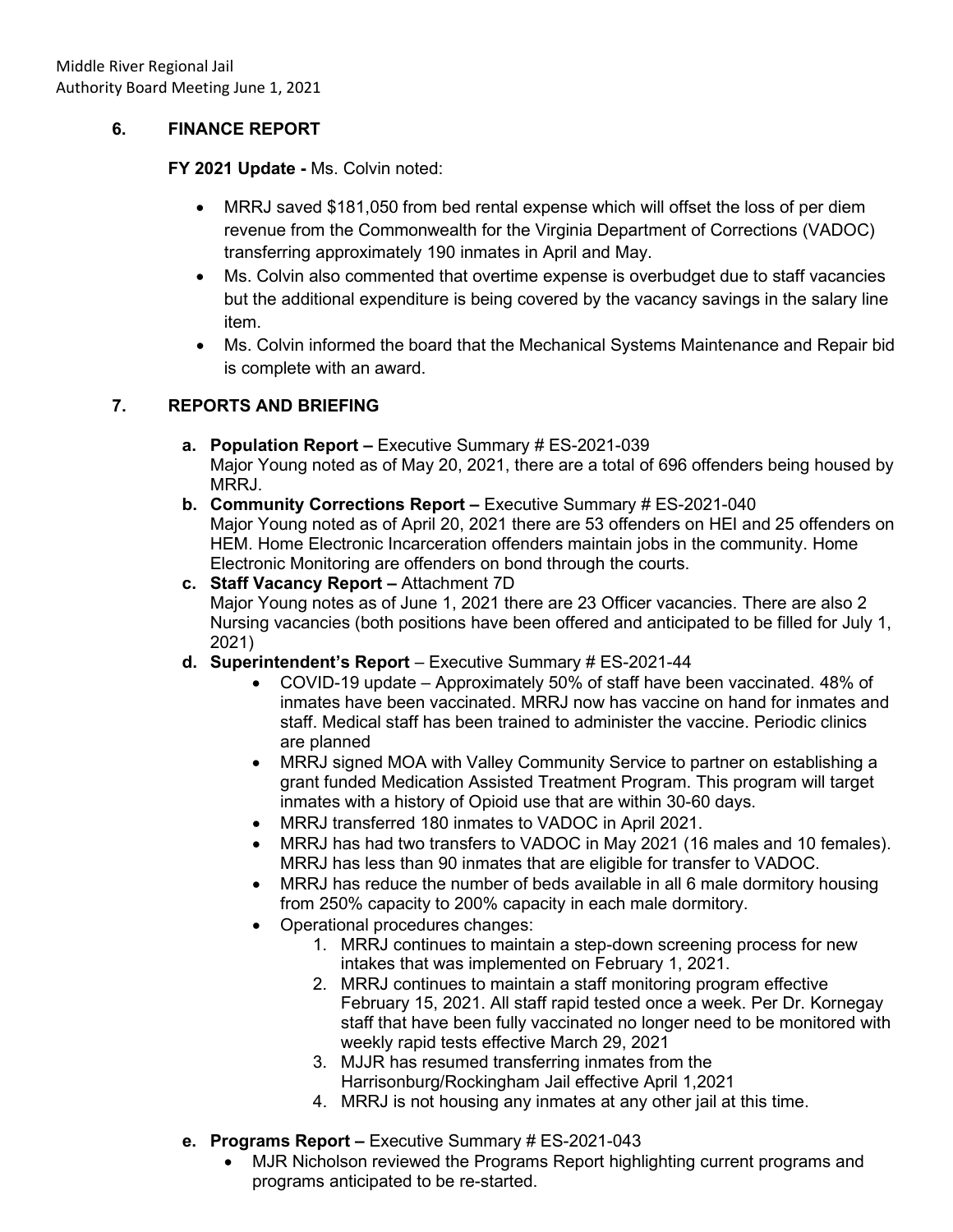## 6. FINANCE REPORT

**FY 2021 Update -** Ms. Colvin noted:

- MRRJ saved $181,050 from bed rental expense which will offset the loss of per diem revenue from the Commonwealth for the Virginia Department of Corrections (VADOC) transferring approximately 190 inmates in April and May.
- Ms. Colvin also commented that overtime expense is overbudget due to staff vacancies but the additional expenditure is being covered by the vacancy savings in the salary line item.
- Ms. Colvin informed the board that the Mechanical Systems Maintenance and Repair bid is complete with an award.

## 7. REPORTS AND BRIEFING

**a. Population Report –** Executive Summary # ES-2021-039
Major Young noted as of May 20, 2021, there are a total of 696 offenders being housed by MRRJ.

**b. Community Corrections Report –** Executive Summary # ES-2021-040
Major Young noted as of April 20, 2021 there are 53 offenders on HEI and 25 offenders on HEM. Home Electronic Incarceration offenders maintain jobs in the community. Home Electronic Monitoring are offenders on bond through the courts.

**c. Staff Vacancy Report –** Attachment 7D
Major Young notes as of June 1, 2021 there are 23 Officer vacancies. There are also 2 Nursing vacancies (both positions have been offered and anticipated to be filled for July 1, 2021)

**d. Superintendent's Report** – Executive Summary # ES-2021-44

- COVID-19 update – Approximately 50% of staff have been vaccinated. 48% of inmates have been vaccinated. MRRJ now has vaccine on hand for inmates and staff. Medical staff has been trained to administer the vaccine. Periodic clinics are planned
- MRRJ signed MOA with Valley Community Service to partner on establishing a grant funded Medication Assisted Treatment Program. This program will target inmates with a history of Opioid use that are within 30-60 days.
- MRRJ transferred 180 inmates to VADOC in April 2021.
- MRRJ has had two transfers to VADOC in May 2021 (16 males and 10 females). MRRJ has less than 90 inmates that are eligible for transfer to VADOC.
- MRRJ has reduce the number of beds available in all 6 male dormitory housing from 250% capacity to 200% capacity in each male dormitory.
- Operational procedures changes:
  1. MRRJ continues to maintain a step-down screening process for new intakes that was implemented on February 1, 2021.
  2. MRRJ continues to maintain a staff monitoring program effective February 15, 2021. All staff rapid tested once a week. Per Dr. Kornegay staff that have been fully vaccinated no longer need to be monitored with weekly rapid tests effective March 29, 2021
  3. MJJR has resumed transferring inmates from the Harrisonburg/Rockingham Jail effective April 1,2021
  4. MRRJ is not housing any inmates at any other jail at this time.

**e. Programs Report –** Executive Summary # ES-2021-043

- MJR Nicholson reviewed the Programs Report highlighting current programs and programs anticipated to be re-started.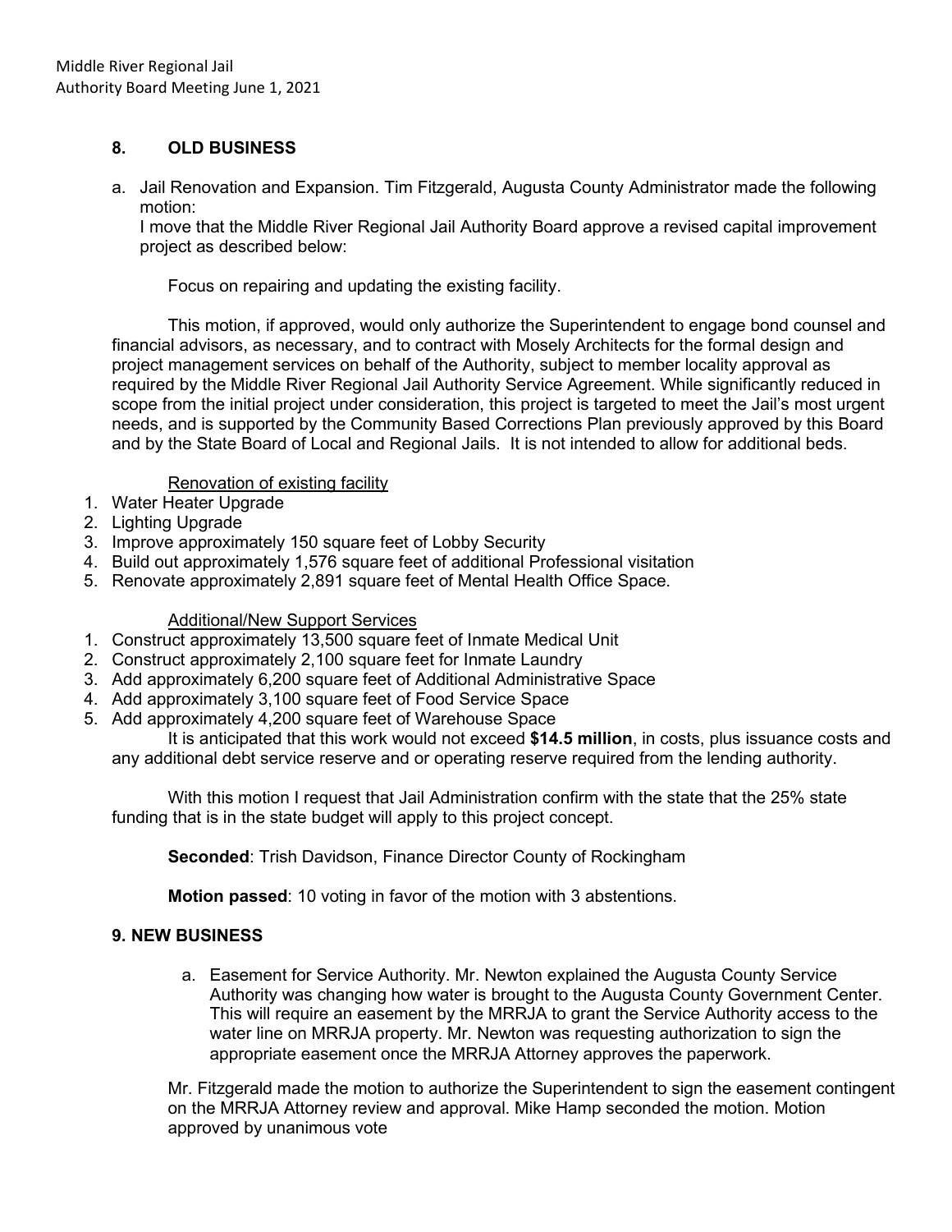## 8. OLD BUSINESS

a. Jail Renovation and Expansion. Tim Fitzgerald, Augusta County Administrator made the following motion:
   I move that the Middle River Regional Jail Authority Board approve a revised capital improvement project as described below:

   Focus on repairing and updating the existing facility.

   This motion, if approved, would only authorize the Superintendent to engage bond counsel and financial advisors, as necessary, and to contract with Mosely Architects for the formal design and project management services on behalf of the Authority, subject to member locality approval as required by the Middle River Regional Jail Authority Service Agreement. While significantly reduced in scope from the initial project under consideration, this project is targeted to meet the Jail's most urgent needs, and is supported by the Community Based Corrections Plan previously approved by this Board and by the State Board of Local and Regional Jails. It is not intended to allow for additional beds.

   Renovation of existing facility

1. Water Heater Upgrade
2. Lighting Upgrade
3. Improve approximately 150 square feet of Lobby Security
4. Build out approximately 1,576 square feet of additional Professional visitation
5. Renovate approximately 2,891 square feet of Mental Health Office Space.

   Additional/New Support Services

1. Construct approximately 13,500 square feet of Inmate Medical Unit
2. Construct approximately 2,100 square feet for Inmate Laundry
3. Add approximately 6,200 square feet of Additional Administrative Space
4. Add approximately 3,100 square feet of Food Service Space
5. Add approximately 4,200 square feet of Warehouse Space

   It is anticipated that this work would not exceed **$14.5 million**, in costs, plus issuance costs and any additional debt service reserve and or operating reserve required from the lending authority.

   With this motion I request that Jail Administration confirm with the state that the 25% state funding that is in the state budget will apply to this project concept.

   **Seconded**: Trish Davidson, Finance Director County of Rockingham

   **Motion passed**: 10 voting in favor of the motion with 3 abstentions.

## 9. NEW BUSINESS

a. Easement for Service Authority. Mr. Newton explained the Augusta County Service Authority was changing how water is brought to the Augusta County Government Center. This will require an easement by the MRRJA to grant the Service Authority access to the water line on MRRJA property. Mr. Newton was requesting authorization to sign the appropriate easement once the MRRJA Attorney approves the paperwork.

Mr. Fitzgerald made the motion to authorize the Superintendent to sign the easement contingent on the MRRJA Attorney review and approval. Mike Hamp seconded the motion. Motion approved by unanimous vote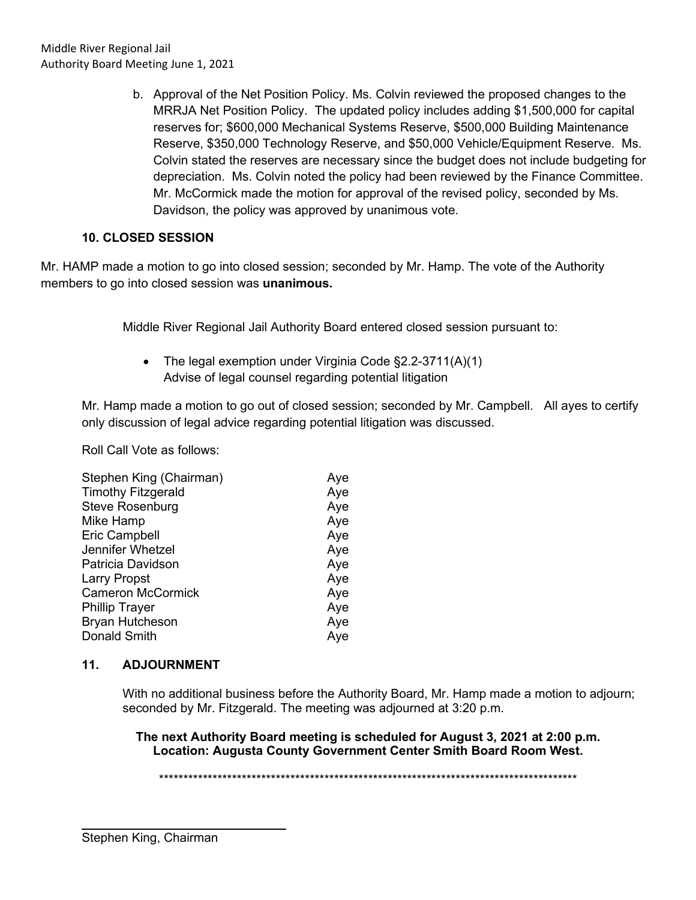b. Approval of the Net Position Policy. Ms. Colvin reviewed the proposed changes to the MRRJA Net Position Policy. The updated policy includes adding $1,500,000 for capital reserves for; $600,000 Mechanical Systems Reserve, $500,000 Building Maintenance Reserve, $350,000 Technology Reserve, and $50,000 Vehicle/Equipment Reserve. Ms. Colvin stated the reserves are necessary since the budget does not include budgeting for depreciation. Ms. Colvin noted the policy had been reviewed by the Finance Committee. Mr. McCormick made the motion for approval of the revised policy, seconded by Ms. Davidson, the policy was approved by unanimous vote.

### 10. CLOSED SESSION

Mr. HAMP made a motion to go into closed session; seconded by Mr. Hamp. The vote of the Authority members to go into closed session was **unanimous.**

Middle River Regional Jail Authority Board entered closed session pursuant to:

- The legal exemption under Virginia Code §2.2-3711(A)(1)
  Advise of legal counsel regarding potential litigation

Mr. Hamp made a motion to go out of closed session; seconded by Mr. Campbell. All ayes to certify only discussion of legal advice regarding potential litigation was discussed.

Roll Call Vote as follows:

| | |
|---|---|
| Stephen King (Chairman) | Aye |
| Timothy Fitzgerald | Aye |
| Steve Rosenburg | Aye |
| Mike Hamp | Aye |
| Eric Campbell | Aye |
| Jennifer Whetzel | Aye |
| Patricia Davidson | Aye |
| Larry Propst | Aye |
| Cameron McCormick | Aye |
| Phillip Trayer | Aye |
| Bryan Hutcheson | Aye |
| Donald Smith | Aye |

### 11. ADJOURNMENT

With no additional business before the Authority Board, Mr. Hamp made a motion to adjourn; seconded by Mr. Fitzgerald. The meeting was adjourned at 3:20 p.m.

**The next Authority Board meeting is scheduled for August 3, 2021 at 2:00 p.m.**
**Location: Augusta County Government Center Smith Board Room West.**

*****************************************************************************************

______________________________
Stephen King, Chairman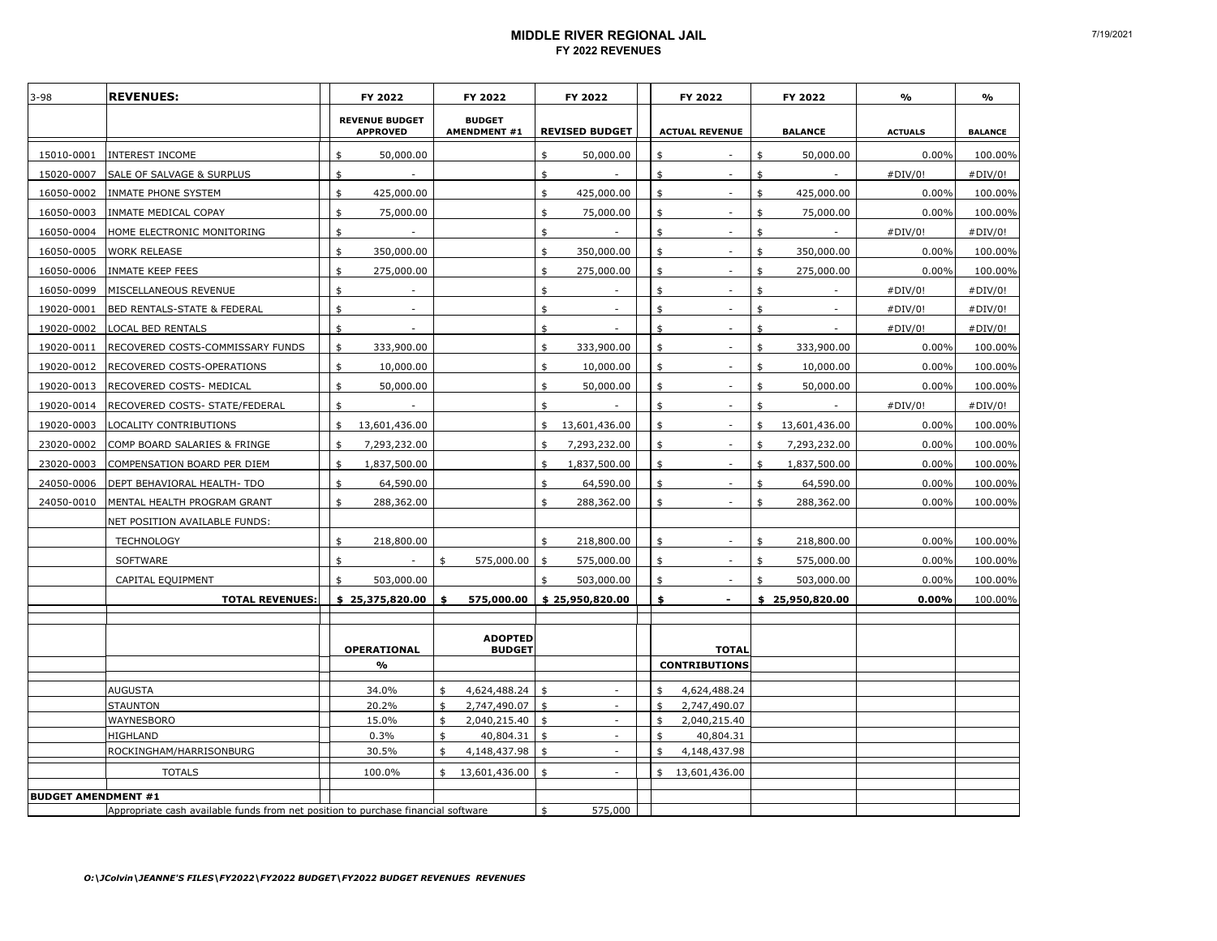# MIDDLE RIVER REGIONAL JAIL

## FY 2022 REVENUES

| 3-98 | REVENUES: | FY 2022 | FY 2022 | FY 2022 | FY 2022 | FY 2022 | % | % |
|---|---|---|---|---|---|---|---|---|
| | | REVENUE BUDGET APPROVED | BUDGET AMENDMENT #1 | REVISED BUDGET | ACTUAL REVENUE | BALANCE | ACTUALS | BALANCE |
| 15010-0001 | INTEREST INCOME | $ 50,000.00 | | $ 50,000.00 | $ - | $ 50,000.00 | 0.00% | 100.00% |
| 15020-0007 | SALE OF SALVAGE & SURPLUS | $ - | | $ - | $ - | $ - | #DIV/0! | #DIV/0! |
| 16050-0002 | INMATE PHONE SYSTEM | $ 425,000.00 | | $ 425,000.00 | $ - | $ 425,000.00 | 0.00% | 100.00% |
| 16050-0003 | INMATE MEDICAL COPAY | $ 75,000.00 | | $ 75,000.00 | $ - | $ 75,000.00 | 0.00% | 100.00% |
| 16050-0004 | HOME ELECTRONIC MONITORING | $ - | | $ - | $ - | $ - | #DIV/0! | #DIV/0! |
| 16050-0005 | WORK RELEASE | $ 350,000.00 | | $ 350,000.00 | $ - | $ 350,000.00 | 0.00% | 100.00% |
| 16050-0006 | INMATE KEEP FEES | $ 275,000.00 | | $ 275,000.00 | $ - | $ 275,000.00 | 0.00% | 100.00% |
| 16050-0099 | MISCELLANEOUS REVENUE | $ - | | $ - | $ - | $ - | #DIV/0! | #DIV/0! |
| 19020-0001 | BED RENTALS-STATE & FEDERAL | $ - | | $ - | $ - | $ - | #DIV/0! | #DIV/0! |
| 19020-0002 | LOCAL BED RENTALS | $ - | | $ - | $ - | $ - | #DIV/0! | #DIV/0! |
| 19020-0011 | RECOVERED COSTS-COMMISSARY FUNDS | $ 333,900.00 | | $ 333,900.00 | $ - | $ 333,900.00 | 0.00% | 100.00% |
| 19020-0012 | RECOVERED COSTS-OPERATIONS | $ 10,000.00 | | $ 10,000.00 | $ - | $ 10,000.00 | 0.00% | 100.00% |
| 19020-0013 | RECOVERED COSTS- MEDICAL | $ 50,000.00 | | $ 50,000.00 | $ - | $ 50,000.00 | 0.00% | 100.00% |
| 19020-0014 | RECOVERED COSTS- STATE/FEDERAL | $ - | | $ - | $ - | $ - | #DIV/0! | #DIV/0! |
| 19020-0003 | LOCALITY CONTRIBUTIONS | $ 13,601,436.00 | | $ 13,601,436.00 | $ - | $ 13,601,436.00 | 0.00% | 100.00% |
| 23020-0002 | COMP BOARD SALARIES & FRINGE | $ 7,293,232.00 | | $ 7,293,232.00 | $ - | $ 7,293,232.00 | 0.00% | 100.00% |
| 23020-0003 | COMPENSATION BOARD PER DIEM | $ 1,837,500.00 | | $ 1,837,500.00 | $ - | $ 1,837,500.00 | 0.00% | 100.00% |
| 24050-0006 | DEPT BEHAVIORAL HEALTH- TDO | $ 64,590.00 | | $ 64,590.00 | $ - | $ 64,590.00 | 0.00% | 100.00% |
| 24050-0010 | MENTAL HEALTH PROGRAM GRANT | $ 288,362.00 | | $ 288,362.00 | $ - | $ 288,362.00 | 0.00% | 100.00% |
| | NET POSITION AVAILABLE FUNDS: | | | | | | | |
| | TECHNOLOGY | $ 218,800.00 | | $ 218,800.00 | $ - | $ 218,800.00 | 0.00% | 100.00% |
| | SOFTWARE | $ - | $ 575,000.00 | $ 575,000.00 | $ - | $ 575,000.00 | 0.00% | 100.00% |
| | CAPITAL EQUIPMENT | $ 503,000.00 | | $ 503,000.00 | $ - | $ 503,000.00 | 0.00% | 100.00% |
| | **TOTAL REVENUES:** | **$ 25,375,820.00** | **$ 575,000.00** | **$ 25,950,820.00** | **$ -** | **$ 25,950,820.00** | **0.00%** | 100.00% |

| | OPERATIONAL % | ADOPTED BUDGET | | TOTAL CONTRIBUTIONS |
|---|---|---|---|---|
| AUGUSTA | 34.0% | $ 4,624,488.24 | $ - | $ 4,624,488.24 |
| STAUNTON | 20.2% | $ 2,747,490.07 | $ - | $ 2,747,490.07 |
| WAYNESBORO | 15.0% | $ 2,040,215.40 | $ - | $ 2,040,215.40 |
| HIGHLAND | 0.3% | $ 40,804.31 | $ - | $ 40,804.31 |
| ROCKINGHAM/HARRISONBURG | 30.5% | $ 4,148,437.98 | $ - | $ 4,148,437.98 |
| TOTALS | 100.0% | $ 13,601,436.00 | $ - | $ 13,601,436.00 |

**BUDGET AMENDMENT #1**

| Description | Amount |
|---|---|
| Appropriate cash available funds from net position to purchase financial software | $ 575,000 |

*O:\JColvin\JEANNE'S FILES\FY2022\FY2022 BUDGET\FY2022 BUDGET REVENUES REVENUES*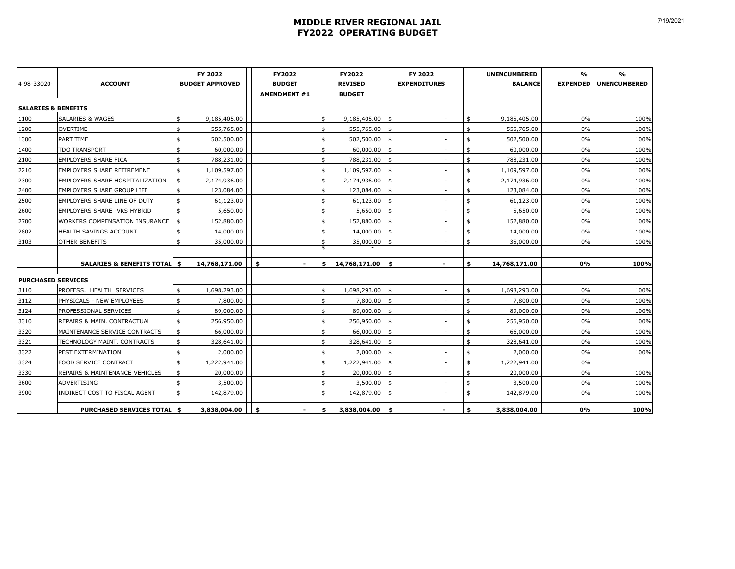# MIDDLE RIVER REGIONAL JAIL
## FY2022 OPERATING BUDGET

| | | FY 2022 | FY2022 | FY2022 | FY 2022 | UNENCUMBERED | % | % |
|---|---|---|---|---|---|---|---|---|
| 4-98-33020- | ACCOUNT | BUDGET APPROVED | BUDGET | REVISED | EXPENDITURES | BALANCE | EXPENDED | UNENCUMBERED |
| | | | AMENDMENT #1 | BUDGET | | | | |
| **SALARIES & BENEFITS** | | | | | | | | |
| 1100 | SALARIES & WAGES | $ 9,185,405.00 | | $ 9,185,405.00 | $ - | $ 9,185,405.00 | 0% | 100% |
| 1200 | OVERTIME | $ 555,765.00 | | $ 555,765.00 | $ - | $ 555,765.00 | 0% | 100% |
| 1300 | PART TIME | $ 502,500.00 | | $ 502,500.00 | $ - | $ 502,500.00 | 0% | 100% |
| 1400 | TDO TRANSPORT | $ 60,000.00 | | $ 60,000.00 | $ - | $ 60,000.00 | 0% | 100% |
| 2100 | EMPLOYERS SHARE FICA | $ 788,231.00 | | $ 788,231.00 | $ - | $ 788,231.00 | 0% | 100% |
| 2210 | EMPLOYERS SHARE RETIREMENT | $ 1,109,597.00 | | $ 1,109,597.00 | $ - | $ 1,109,597.00 | 0% | 100% |
| 2300 | EMPLOYERS SHARE HOSPITALIZATION | $ 2,174,936.00 | | $ 2,174,936.00 | $ - | $ 2,174,936.00 | 0% | 100% |
| 2400 | EMPLOYERS SHARE GROUP LIFE | $ 123,084.00 | | $ 123,084.00 | $ - | $ 123,084.00 | 0% | 100% |
| 2500 | EMPLOYERS SHARE LINE OF DUTY | $ 61,123.00 | | $ 61,123.00 | $ - | $ 61,123.00 | 0% | 100% |
| 2600 | EMPLOYERS SHARE -VRS HYBRID | $ 5,650.00 | | $ 5,650.00 | $ - | $ 5,650.00 | 0% | 100% |
| 2700 | WORKERS COMPENSATION INSURANCE | $ 152,880.00 | | $ 152,880.00 | $ - | $ 152,880.00 | 0% | 100% |
| 2802 | HEALTH SAVINGS ACCOUNT | $ 14,000.00 | | $ 14,000.00 | $ - | $ 14,000.00 | 0% | 100% |
| 3103 | OTHER BENEFITS | $ 35,000.00 | | $ 35,000.00 | $ - | $ 35,000.00 | 0% | 100% |
| | | | | $ - | | | | |
| | **SALARIES & BENEFITS TOTAL** | **$ 14,768,171.00** | **$ -** | **$ 14,768,171.00** | **$ -** | **$ 14,768,171.00** | **0%** | **100%** |
| **PURCHASED SERVICES** | | | | | | | | |
| 3110 | PROFESS. HEALTH SERVICES | $ 1,698,293.00 | | $ 1,698,293.00 | $ - | $ 1,698,293.00 | 0% | 100% |
| 3112 | PHYSICALS - NEW EMPLOYEES | $ 7,800.00 | | $ 7,800.00 | $ - | $ 7,800.00 | 0% | 100% |
| 3124 | PROFESSIONAL SERVICES | $ 89,000.00 | | $ 89,000.00 | $ - | $ 89,000.00 | 0% | 100% |
| 3310 | REPAIRS & MAIN. CONTRACTUAL | $ 256,950.00 | | $ 256,950.00 | $ - | $ 256,950.00 | 0% | 100% |
| 3320 | MAINTENANCE SERVICE CONTRACTS | $ 66,000.00 | | $ 66,000.00 | $ - | $ 66,000.00 | 0% | 100% |
| 3321 | TECHNOLOGY MAINT. CONTRACTS | $ 328,641.00 | | $ 328,641.00 | $ - | $ 328,641.00 | 0% | 100% |
| 3322 | PEST EXTERMINATION | $ 2,000.00 | | $ 2,000.00 | $ - | $ 2,000.00 | 0% | 100% |
| 3324 | FOOD SERVICE CONTRACT | $ 1,222,941.00 | | $ 1,222,941.00 | $ - | $ 1,222,941.00 | 0% | |
| 3330 | REPAIRS & MAINTENANCE-VEHICLES | $ 20,000.00 | | $ 20,000.00 | $ - | $ 20,000.00 | 0% | 100% |
| 3600 | ADVERTISING | $ 3,500.00 | | $ 3,500.00 | $ - | $ 3,500.00 | 0% | 100% |
| 3900 | INDIRECT COST TO FISCAL AGENT | $ 142,879.00 | | $ 142,879.00 | $ - | $ 142,879.00 | 0% | 100% |
| | **PURCHASED SERVICES TOTAL** | **$ 3,838,004.00** | **$ -** | **$ 3,838,004.00** | **$ -** | **$ 3,838,004.00** | **0%** | **100%** |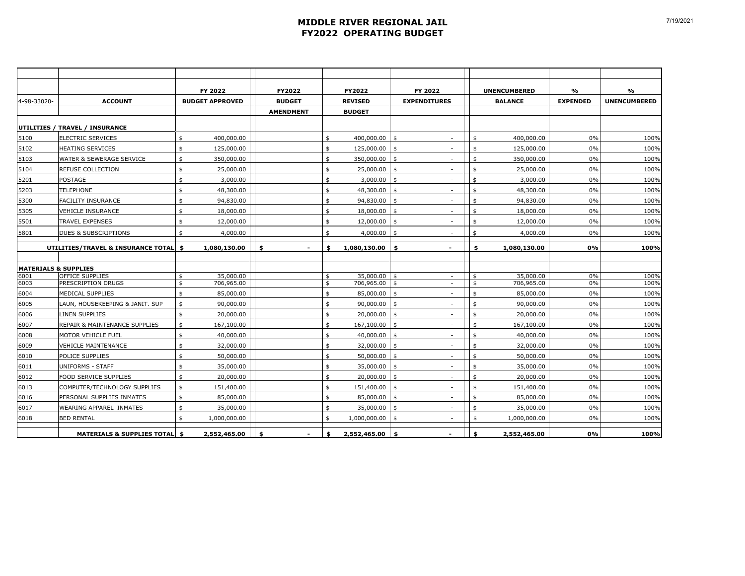# MIDDLE RIVER REGIONAL JAIL
## FY2022 OPERATING BUDGET

7/19/2021

| 4-98-33020- | ACCOUNT | FY 2022 BUDGET APPROVED | FY2022 BUDGET AMENDMENT | FY2022 REVISED BUDGET | FY 2022 EXPENDITURES | UNENCUMBERED BALANCE | % EXPENDED | % UNENCUMBERED |
|---|---|---|---|---|---|---|---|---|
| | **UTILITIES / TRAVEL / INSURANCE** | | | | | | | |
| 5100 | ELECTRIC SERVICES | $ 400,000.00 | | $ 400,000.00 | $ - | $ 400,000.00 | 0% | 100% |
| 5102 | HEATING SERVICES | $ 125,000.00 | | $ 125,000.00 | $ - | $ 125,000.00 | 0% | 100% |
| 5103 | WATER & SEWERAGE SERVICE | $ 350,000.00 | | $ 350,000.00 | $ - | $ 350,000.00 | 0% | 100% |
| 5104 | REFUSE COLLECTION | $ 25,000.00 | | $ 25,000.00 | $ - | $ 25,000.00 | 0% | 100% |
| 5201 | POSTAGE | $ 3,000.00 | | $ 3,000.00 | $ - | $ 3,000.00 | 0% | 100% |
| 5203 | TELEPHONE | $ 48,300.00 | | $ 48,300.00 | $ - | $ 48,300.00 | 0% | 100% |
| 5300 | FACILITY INSURANCE | $ 94,830.00 | | $ 94,830.00 | $ - | $ 94,830.00 | 0% | 100% |
| 5305 | VEHICLE INSURANCE | $ 18,000.00 | | $ 18,000.00 | $ - | $ 18,000.00 | 0% | 100% |
| 5501 | TRAVEL EXPENSES | $ 12,000.00 | | $ 12,000.00 | $ - | $ 12,000.00 | 0% | 100% |
| 5801 | DUES & SUBSCRIPTIONS | $ 4,000.00 | | $ 4,000.00 | $ - | $ 4,000.00 | 0% | 100% |
| | **UTILITIES/TRAVEL & INSURANCE TOTAL** | **$ 1,080,130.00** | **$ -** | **$ 1,080,130.00** | **$ -** | **$ 1,080,130.00** | **0%** | **100%** |
| | **MATERIALS & SUPPLIES** | | | | | | | |
| 6001 | OFFICE SUPPLIES | $ 35,000.00 | | $ 35,000.00 | $ - | $ 35,000.00 | 0% | 100% |
| 6003 | PRESCRIPTION DRUGS | $ 706,965.00 | | $ 706,965.00 | $ - | $ 706,965.00 | 0% | 100% |
| 6004 | MEDICAL SUPPLIES | $ 85,000.00 | | $ 85,000.00 | $ - | $ 85,000.00 | 0% | 100% |
| 6005 | LAUN, HOUSEKEEPING & JANIT. SUP | $ 90,000.00 | | $ 90,000.00 | $ - | $ 90,000.00 | 0% | 100% |
| 6006 | LINEN SUPPLIES | $ 20,000.00 | | $ 20,000.00 | $ - | $ 20,000.00 | 0% | 100% |
| 6007 | REPAIR & MAINTENANCE SUPPLIES | $ 167,100.00 | | $ 167,100.00 | $ - | $ 167,100.00 | 0% | 100% |
| 6008 | MOTOR VEHICLE FUEL | $ 40,000.00 | | $ 40,000.00 | $ - | $ 40,000.00 | 0% | 100% |
| 6009 | VEHICLE MAINTENANCE | $ 32,000.00 | | $ 32,000.00 | $ - | $ 32,000.00 | 0% | 100% |
| 6010 | POLICE SUPPLIES | $ 50,000.00 | | $ 50,000.00 | $ - | $ 50,000.00 | 0% | 100% |
| 6011 | UNIFORMS - STAFF | $ 35,000.00 | | $ 35,000.00 | $ - | $ 35,000.00 | 0% | 100% |
| 6012 | FOOD SERVICE SUPPLIES | $ 20,000.00 | | $ 20,000.00 | $ - | $ 20,000.00 | 0% | 100% |
| 6013 | COMPUTER/TECHNOLOGY SUPPLIES | $ 151,400.00 | | $ 151,400.00 | $ - | $ 151,400.00 | 0% | 100% |
| 6016 | PERSONAL SUPPLIES INMATES | $ 85,000.00 | | $ 85,000.00 | $ - | $ 85,000.00 | 0% | 100% |
| 6017 | WEARING APPAREL INMATES | $ 35,000.00 | | $ 35,000.00 | $ - | $ 35,000.00 | 0% | 100% |
| 6018 | BED RENTAL | $ 1,000,000.00 | | $ 1,000,000.00 | $ - | $ 1,000,000.00 | 0% | 100% |
| | **MATERIALS & SUPPLIES TOTAL** | **$ 2,552,465.00** | **$ -** | **$ 2,552,465.00** | **$ -** | **$ 2,552,465.00** | **0%** | **100%** |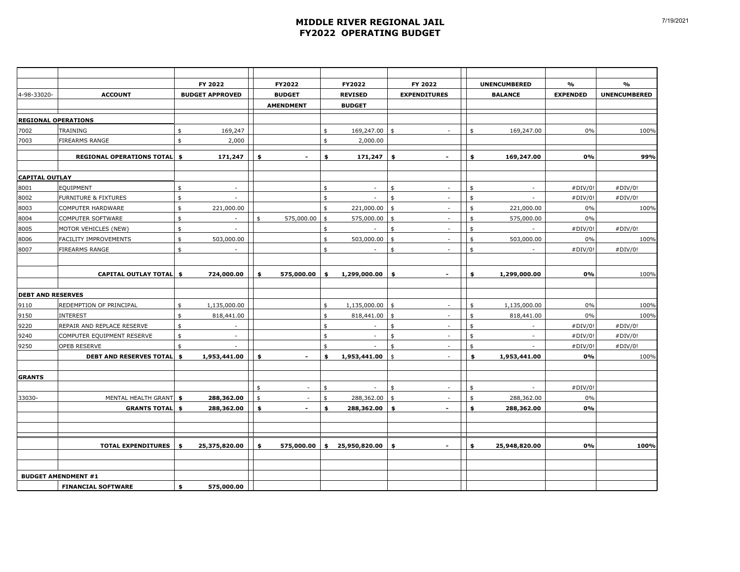# MIDDLE RIVER REGIONAL JAIL
## FY2022 OPERATING BUDGET

| 4-98-33020- | ACCOUNT | FY 2022 BUDGET APPROVED | FY2022 BUDGET AMENDMENT | FY2022 REVISED BUDGET | FY 2022 EXPENDITURES | UNENCUMBERED BALANCE | % EXPENDED | % UNENCUMBERED |
|---|---|---|---|---|---|---|---|---|
| **REGIONAL OPERATIONS** | | | | | | | | |
| 7002 | TRAINING | $ 169,247 | | $ 169,247.00 | $ - | $ 169,247.00 | 0% | 100% |
| 7003 | FIREARMS RANGE | $ 2,000 | | $ 2,000.00 | | | | |
| | **REGIONAL OPERATIONS TOTAL** | **$ 171,247** | **$ -** | **$ 171,247** | **$ -** | **$ 169,247.00** | **0%** | **99%** |
| **CAPITAL OUTLAY** | | | | | | | | |
| 8001 | EQUIPMENT | $ - | | $ - | $ - | $ - | #DIV/0! | #DIV/0! |
| 8002 | FURNITURE & FIXTURES | $ - | | $ - | $ - | $ - | #DIV/0! | #DIV/0! |
| 8003 | COMPUTER HARDWARE | $ 221,000.00 | | $ 221,000.00 | $ - | $ 221,000.00 | 0% | 100% |
| 8004 | COMPUTER SOFTWARE | $ - | $ 575,000.00 | $ 575,000.00 | $ - | $ 575,000.00 | 0% | |
| 8005 | MOTOR VEHICLES (NEW) | $ - | | $ - | $ - | $ - | #DIV/0! | #DIV/0! |
| 8006 | FACILITY IMPROVEMENTS | $ 503,000.00 | | $ 503,000.00 | $ - | $ 503,000.00 | 0% | 100% |
| 8007 | FIREARMS RANGE | $ - | | $ - | $ - | $ - | #DIV/0! | #DIV/0! |
| | **CAPITAL OUTLAY TOTAL** | **$ 724,000.00** | **$ 575,000.00** | **$ 1,299,000.00** | **$ -** | **$ 1,299,000.00** | **0%** | 100% |
| **DEBT AND RESERVES** | | | | | | | | |
| 9110 | REDEMPTION OF PRINCIPAL | $ 1,135,000.00 | | $ 1,135,000.00 | $ - | $ 1,135,000.00 | 0% | 100% |
| 9150 | INTEREST | $ 818,441.00 | | $ 818,441.00 | $ - | $ 818,441.00 | 0% | 100% |
| 9220 | REPAIR AND REPLACE RESERVE | $ - | | $ - | $ - | $ - | #DIV/0! | #DIV/0! |
| 9240 | COMPUTER EQUIPMENT RESERVE | $ - | | $ - | $ - | $ - | #DIV/0! | #DIV/0! |
| 9250 | OPEB RESERVE | $ - | | $ - | $ - | $ - | #DIV/0! | #DIV/0! |
| | **DEBT AND RESERVES TOTAL** | **$ 1,953,441.00** | **$ -** | **$ 1,953,441.00** | $ - | **$ 1,953,441.00** | **0%** | 100% |
| **GRANTS** | | | | | | | | |
| | | | $ - | $ - | $ - | $ - | #DIV/0! | |
| 33030- | MENTAL HEALTH GRANT | **$ 288,362.00** | $ - | $ 288,362.00 | $ - | $ 288,362.00 | 0% | |
| | **GRANTS TOTAL** | **$ 288,362.00** | **$ -** | **$ 288,362.00** | **$ -** | **$ 288,362.00** | **0%** | |
| | **TOTAL EXPENDITURES** | **$ 25,375,820.00** | **$ 575,000.00** | **$ 25,950,820.00** | **$ -** | **$ 25,948,820.00** | **0%** | **100%** |
| **BUDGET AMENDMENT #1** | | | | | | | | |
| | **FINANCIAL SOFTWARE** | **$ 575,000.00** | | | | | | |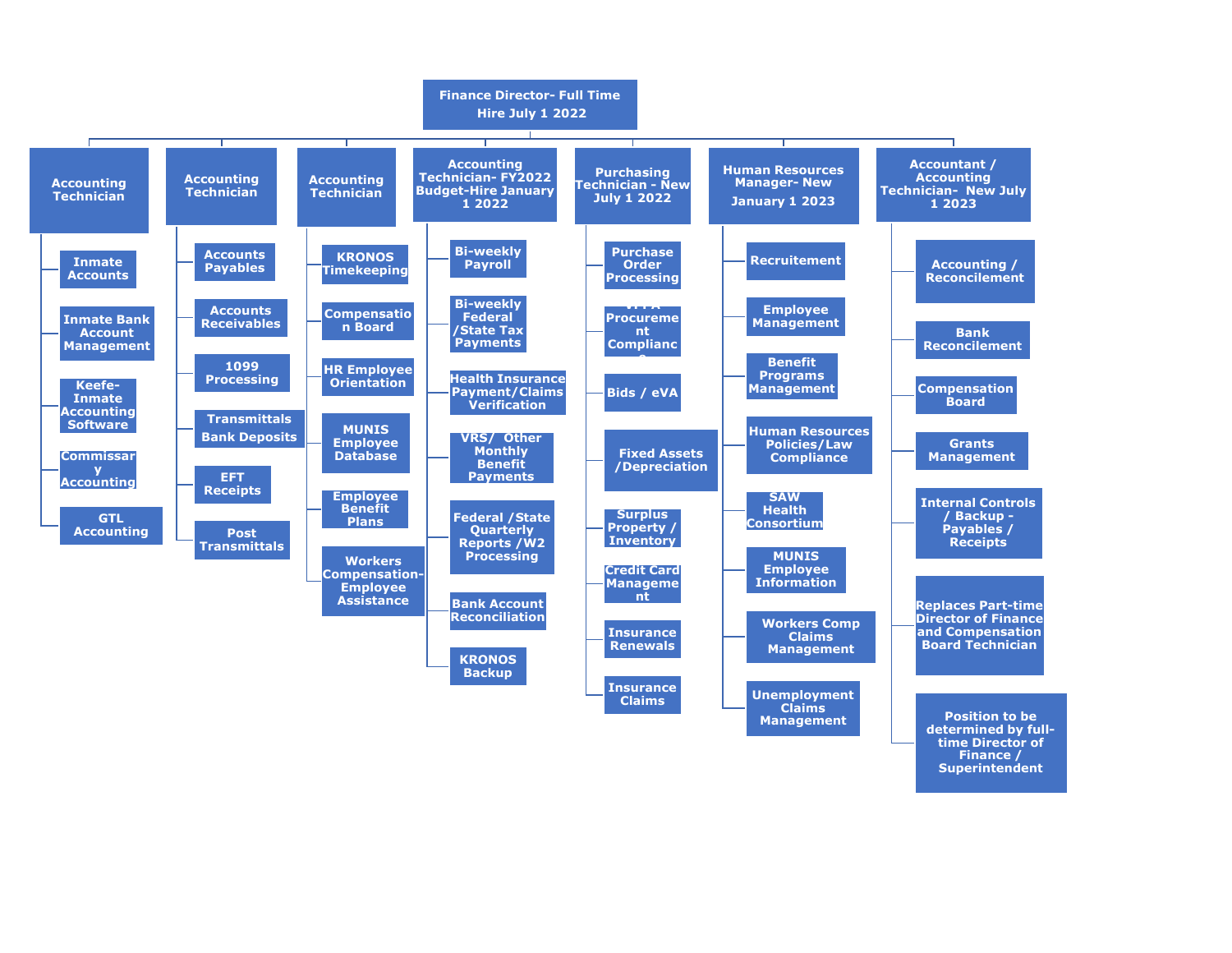# Finance Director- Full Time Hire July 1 2022

## Accounting Technician
- Inmate Accounts
- Inmate Bank Account Management
- Keefe-Inmate Accounting Software
- Commissary Accounting
- GTL Accounting

## Accounting Technician
- Accounts Payables
- Accounts Receivables
- 1099 Processing
- Transmittals Bank Deposits
- EFT Receipts
- Post Transmittals

## Accounting Technician
- KRONOS Timekeeping
- Compensation Board
- HR Employee Orientation
- MUNIS Employee Database
- Employee Benefit Plans
- Workers Compensation- Employee Assistance

## Accounting Technician- FY2022 Budget-Hire January 1 2022
- Bi-weekly Payroll
- Bi-weekly Federal /State Tax Payments
- Health Insurance Payment/Claims Verification
- VRS/ Other Monthly Benefit Payments
- Federal /State Quarterly Reports /W2 Processing
- Bank Account Reconciliation
- KRONOS Backup

## Purchasing Technician - New July 1 2022
- Purchase Order Processing
- VPPA Procurement Compliance
- Bids / eVA
- Fixed Assets /Depreciation
- Surplus Property / Inventory
- Credit Card Management
- Insurance Renewals
- Insurance Claims

## Human Resources Manager- New January 1 2023
- Recruitement
- Employee Management
- Benefit Programs Management
- Human Resources Policies/Law Compliance
- SAW Health Consortium
- MUNIS Employee Information
- Workers Comp Claims Management
- Unemployment Claims Management

## Accountant / Accounting Technician- New July 1 2023
- Accounting / Reconcilement
- Bank Reconcilement
- Compensation Board
- Grants Management
- Internal Controls / Backup - Payables / Receipts
- Replaces Part-time Director of Finance and Compensation Board Technician
- Position to be determined by full-time Director of Finance / Superintendent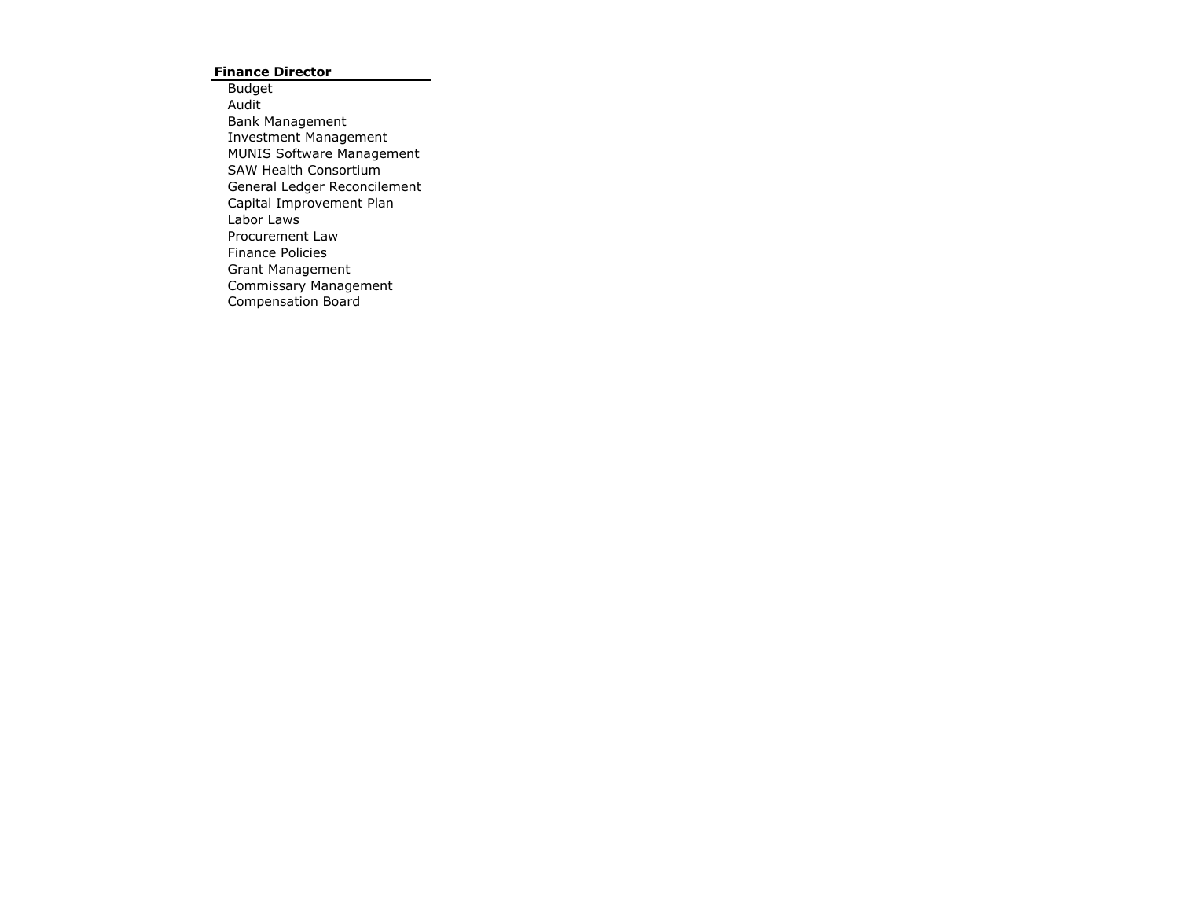**Finance Director**

- Budget
- Audit
- Bank Management
- Investment Management
- MUNIS Software Management
- SAW Health Consortium
- General Ledger Reconcilement
- Capital Improvement Plan
- Labor Laws
- Procurement Law
- Finance Policies
- Grant Management
- Commissary Management
- Compensation Board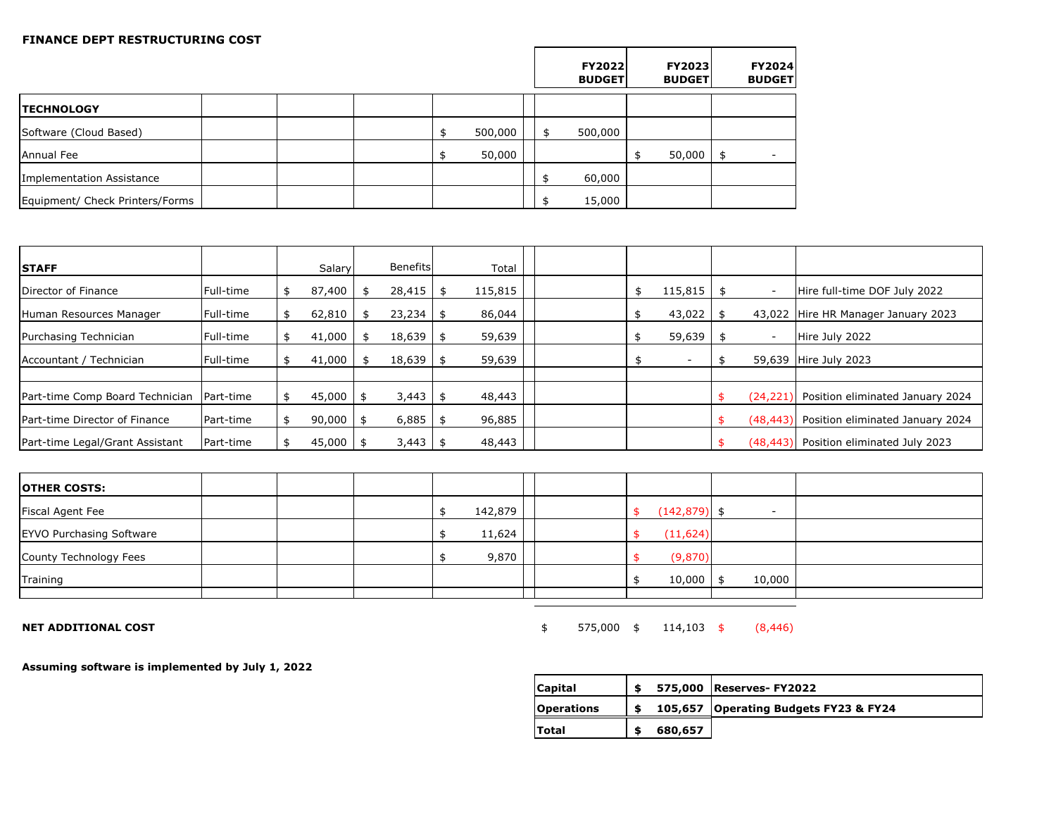**FINANCE DEPT RESTRUCTURING COST**

| | | | | | FY2022 BUDGET | FY2023 BUDGET | FY2024 BUDGET | |
|---|---|---|---|---|---|---|---|---|
| **TECHNOLOGY** | | | | | | | | |
| Software (Cloud Based) | | | | $ 500,000 | $ 500,000 | | | |
| Annual Fee | | | | $ 50,000 | | $ 50,000 | $ - | |
| Implementation Assistance | | | | | $ 60,000 | | | |
| Equipment/ Check Printers/Forms | | | | | $ 15,000 | | | |
| | | | | | | | | |
| **STAFF** | | Salary | Benefits | Total | | | | |
| Director of Finance | Full-time | $ 87,400 | $ 28,415 | $ 115,815 | | $ 115,815 | $ - | Hire full-time DOF July 2022 |
| Human Resources Manager | Full-time | $ 62,810 | $ 23,234 | $ 86,044 | | $ 43,022 | $ 43,022 | Hire HR Manager January 2023 |
| Purchasing Technician | Full-time | $ 41,000 | $ 18,639 | $ 59,639 | | $ 59,639 | $ - | Hire July 2022 |
| Accountant / Technician | Full-time | $ 41,000 | $ 18,639 | $ 59,639 | | $ - | $ 59,639 | Hire July 2023 |
| | | | | | | | | |
| Part-time Comp Board Technician | Part-time | $ 45,000 | $ 3,443 | $ 48,443 | | | $ (24,221) | Position eliminated January 2024 |
| Part-time Director of Finance | Part-time | $ 90,000 | $ 6,885 | $ 96,885 | | | $ (48,443) | Position eliminated January 2024 |
| Part-time Legal/Grant Assistant | Part-time | $ 45,000 | $ 3,443 | $ 48,443 | | | $ (48,443) | Position eliminated July 2023 |
| | | | | | | | | |
| **OTHER COSTS:** | | | | | | | | |
| Fiscal Agent Fee | | | | $ 142,879 | | $ (142,879) | $ - | |
| EYVO Purchasing Software | | | | $ 11,624 | | $ (11,624) | | |
| County Technology Fees | | | | $ 9,870 | | $ (9,870) | | |
| Training | | | | | | $ 10,000 | $ 10,000 | |
| | | | | | | | | |
| **NET ADDITIONAL COST** | | | | | $ 575,000 | $ 114,103 | $ (8,446) | |

**Assuming software is implemented by July 1, 2022**

| | | |
|---|---|---|
| **Capital** | **$ 575,000** | **Reserves- FY2022** |
| **Operations** | **$ 105,657** | **Operating Budgets FY23 & FY24** |
| **Total** | **$ 680,657** | |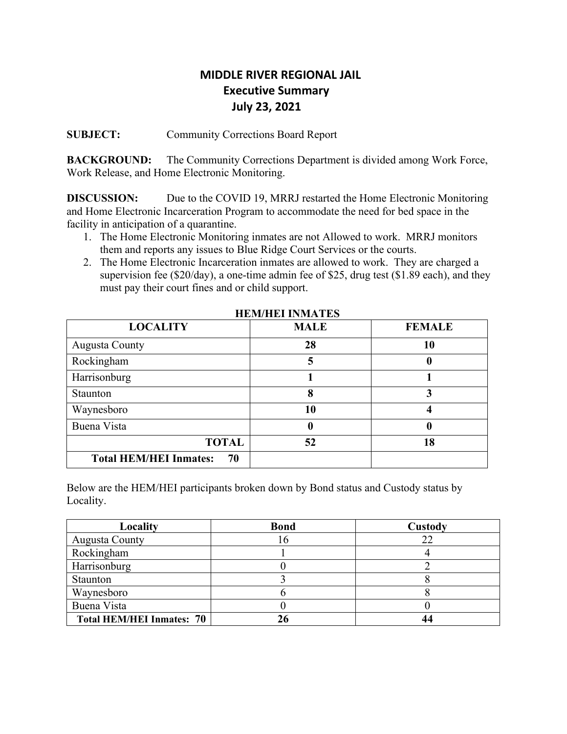# MIDDLE RIVER REGIONAL JAIL
## Executive Summary
### July 23, 2021

**SUBJECT:** Community Corrections Board Report

**BACKGROUND:** The Community Corrections Department is divided among Work Force, Work Release, and Home Electronic Monitoring.

**DISCUSSION:** Due to the COVID 19, MRRJ restarted the Home Electronic Monitoring and Home Electronic Incarceration Program to accommodate the need for bed space in the facility in anticipation of a quarantine.

1. The Home Electronic Monitoring inmates are not Allowed to work. MRRJ monitors them and reports any issues to Blue Ridge Court Services or the courts.
2. The Home Electronic Incarceration inmates are allowed to work. They are charged a supervision fee ($20/day), a one-time admin fee of $25, drug test ($1.89 each), and they must pay their court fines and or child support.

**HEM/HEI INMATES**

| LOCALITY | MALE | FEMALE |
|---|---|---|
| Augusta County | **28** | **10** |
| Rockingham | **5** | **0** |
| Harrisonburg | **1** | **1** |
| Staunton | **8** | **3** |
| Waynesboro | **10** | **4** |
| Buena Vista | **0** | **0** |
| **TOTAL** | **52** | **18** |
| **Total HEM/HEI Inmates: 70** | | |

Below are the HEM/HEI participants broken down by Bond status and Custody status by Locality.

| Locality | Bond | Custody |
|---|---|---|
| Augusta County | 16 | 22 |
| Rockingham | 1 | 4 |
| Harrisonburg | 0 | 2 |
| Staunton | 3 | 8 |
| Waynesboro | 6 | 8 |
| Buena Vista | 0 | 0 |
| **Total HEM/HEI Inmates: 70** | **26** | **44** |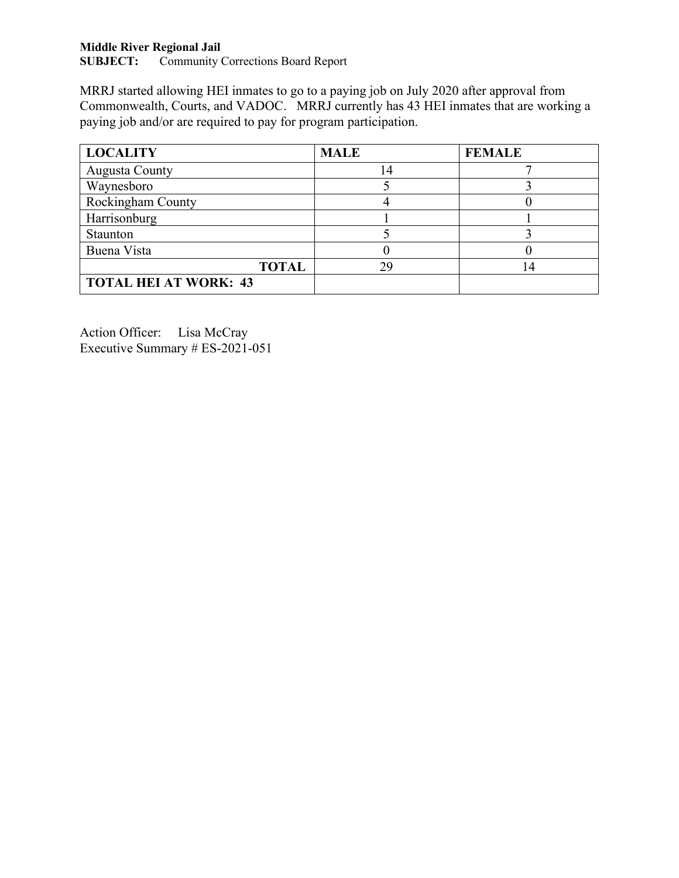**Middle River Regional Jail**
**SUBJECT:** Community Corrections Board Report

MRRJ started allowing HEI inmates to go to a paying job on July 2020 after approval from Commonwealth, Courts, and VADOC. MRRJ currently has 43 HEI inmates that are working a paying job and/or are required to pay for program participation.

| **LOCALITY** | **MALE** | **FEMALE** |
|---|---|---|
| Augusta County | 14 | 7 |
| Waynesboro | 5 | 3 |
| Rockingham County | 4 | 0 |
| Harrisonburg | 1 | 1 |
| Staunton | 5 | 3 |
| Buena Vista | 0 | 0 |
| **TOTAL** | 29 | 14 |
| **TOTAL HEI AT WORK: 43** | | |

Action Officer: Lisa McCray
Executive Summary # ES-2021-051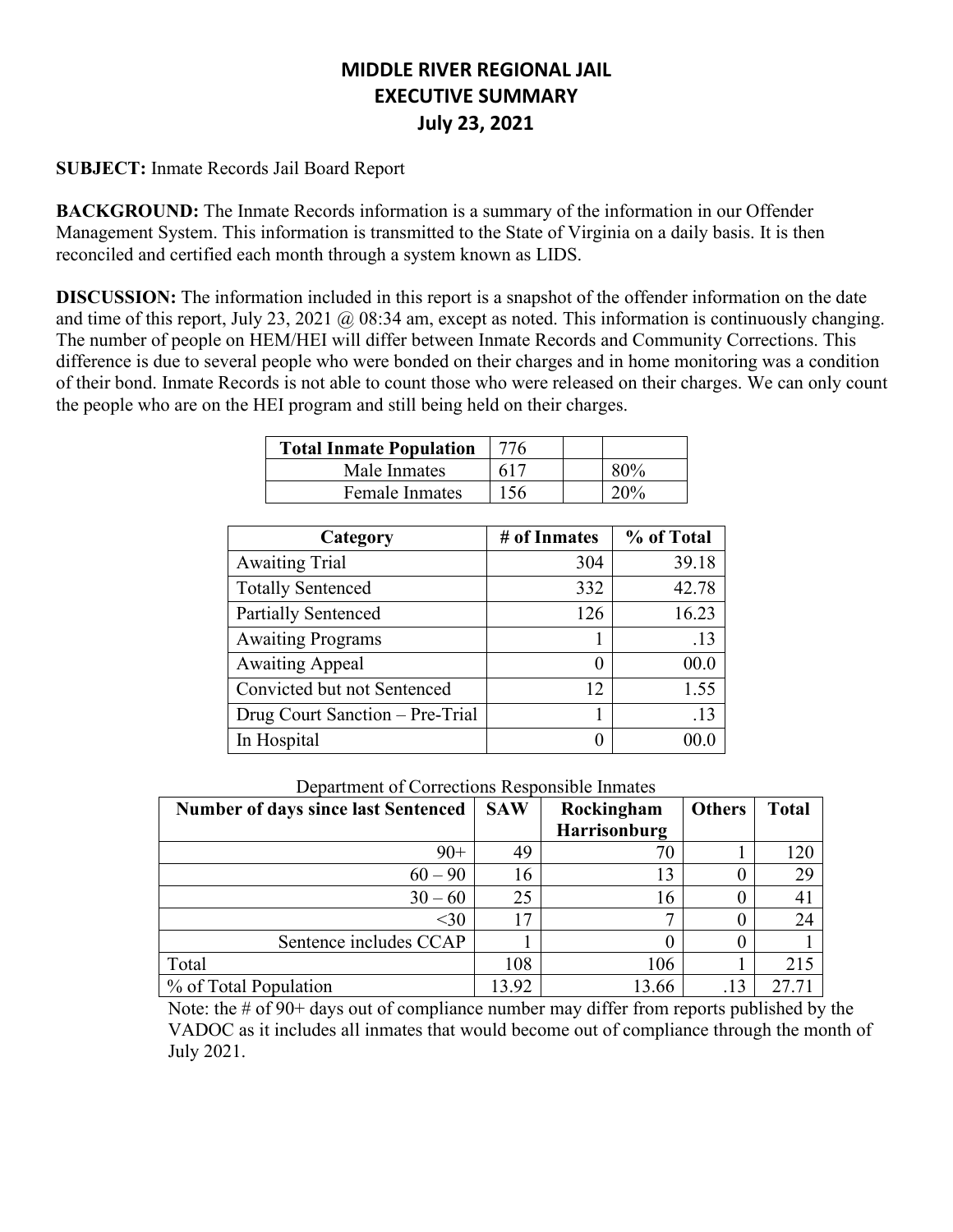# MIDDLE RIVER REGIONAL JAIL
## EXECUTIVE SUMMARY
### July 23, 2021

**SUBJECT:** Inmate Records Jail Board Report

**BACKGROUND:** The Inmate Records information is a summary of the information in our Offender Management System. This information is transmitted to the State of Virginia on a daily basis. It is then reconciled and certified each month through a system known as LIDS.

**DISCUSSION:** The information included in this report is a snapshot of the offender information on the date and time of this report, July 23, 2021 @ 08:34 am, except as noted. This information is continuously changing. The number of people on HEM/HEI will differ between Inmate Records and Community Corrections. This difference is due to several people who were bonded on their charges and in home monitoring was a condition of their bond. Inmate Records is not able to count those who were released on their charges. We can only count the people who are on the HEI program and still being held on their charges.

| Total Inmate Population | 776 | | |
|---|---|---|---|
| Male Inmates | 617 | | 80% |
| Female Inmates | 156 | | 20% |

| Category | # of Inmates | % of Total |
|---|---|---|
| Awaiting Trial | 304 | 39.18 |
| Totally Sentenced | 332 | 42.78 |
| Partially Sentenced | 126 | 16.23 |
| Awaiting Programs | 1 | .13 |
| Awaiting Appeal | 0 | 00.0 |
| Convicted but not Sentenced | 12 | 1.55 |
| Drug Court Sanction – Pre-Trial | 1 | .13 |
| In Hospital | 0 | 00.0 |

Department of Corrections Responsible Inmates

| Number of days since last Sentenced | SAW | Rockingham Harrisonburg | Others | Total |
|---|---|---|---|---|
| 90+ | 49 | 70 | 1 | 120 |
| 60 – 90 | 16 | 13 | 0 | 29 |
| 30 – 60 | 25 | 16 | 0 | 41 |
| <30 | 17 | 7 | 0 | 24 |
| Sentence includes CCAP | 1 | 0 | 0 | 1 |
| Total | 108 | 106 | 1 | 215 |
| % of Total Population | 13.92 | 13.66 | .13 | 27.71 |

Note: the # of 90+ days out of compliance number may differ from reports published by the VADOC as it includes all inmates that would become out of compliance through the month of July 2021.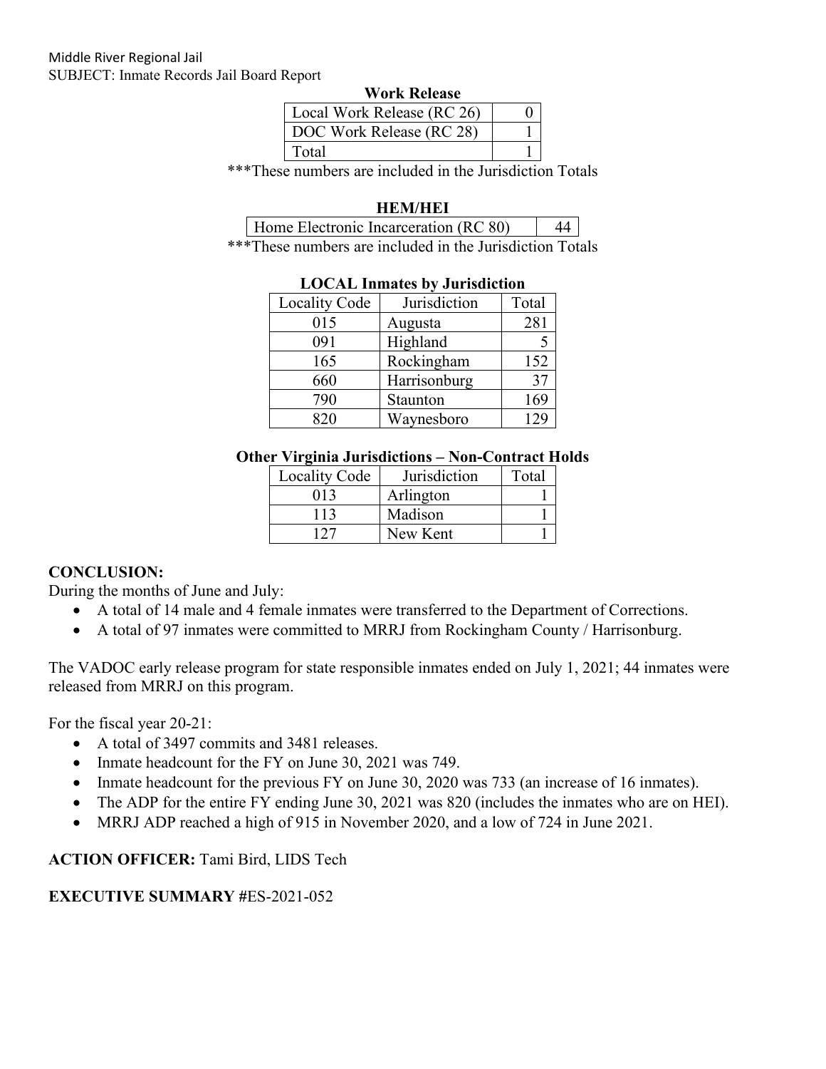Middle River Regional Jail
SUBJECT: Inmate Records Jail Board Report

**Work Release**

| Local Work Release (RC 26) | 0 |
|---|---|
| DOC Work Release (RC 28) | 1 |
| Total | 1 |

***These numbers are included in the Jurisdiction Totals

**HEM/HEI**

| Home Electronic Incarceration (RC 80) | 44 |
|---|---|

***These numbers are included in the Jurisdiction Totals

**LOCAL Inmates by Jurisdiction**

| Locality Code | Jurisdiction | Total |
|---|---|---|
| 015 | Augusta | 281 |
| 091 | Highland | 5 |
| 165 | Rockingham | 152 |
| 660 | Harrisonburg | 37 |
| 790 | Staunton | 169 |
| 820 | Waynesboro | 129 |

**Other Virginia Jurisdictions – Non-Contract Holds**

| Locality Code | Jurisdiction | Total |
|---|---|---|
| 013 | Arlington | 1 |
| 113 | Madison | 1 |
| 127 | New Kent | 1 |

**CONCLUSION:**

During the months of June and July:

- A total of 14 male and 4 female inmates were transferred to the Department of Corrections.
- A total of 97 inmates were committed to MRRJ from Rockingham County / Harrisonburg.

The VADOC early release program for state responsible inmates ended on July 1, 2021; 44 inmates were released from MRRJ on this program.

For the fiscal year 20-21:

- A total of 3497 commits and 3481 releases.
- Inmate headcount for the FY on June 30, 2021 was 749.
- Inmate headcount for the previous FY on June 30, 2020 was 733 (an increase of 16 inmates).
- The ADP for the entire FY ending June 30, 2021 was 820 (includes the inmates who are on HEI).
- MRRJ ADP reached a high of 915 in November 2020, and a low of 724 in June 2021.

**ACTION OFFICER:** Tami Bird, LIDS Tech

**EXECUTIVE SUMMARY #**ES-2021-052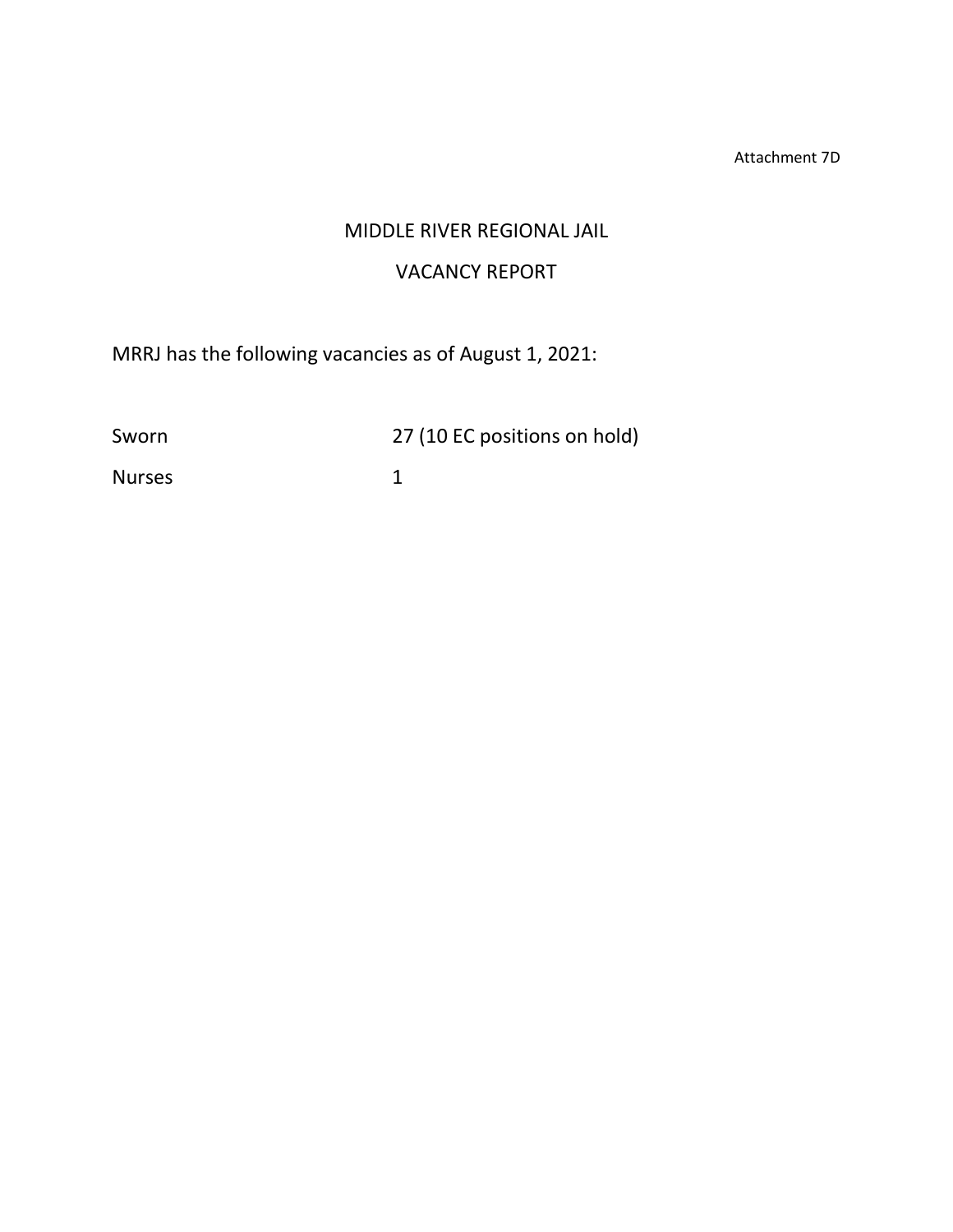Attachment 7D

# MIDDLE RIVER REGIONAL JAIL

## VACANCY REPORT

MRRJ has the following vacancies as of August 1, 2021:

| | |
|---|---|
| Sworn | 27 (10 EC positions on hold) |
| Nurses | 1 |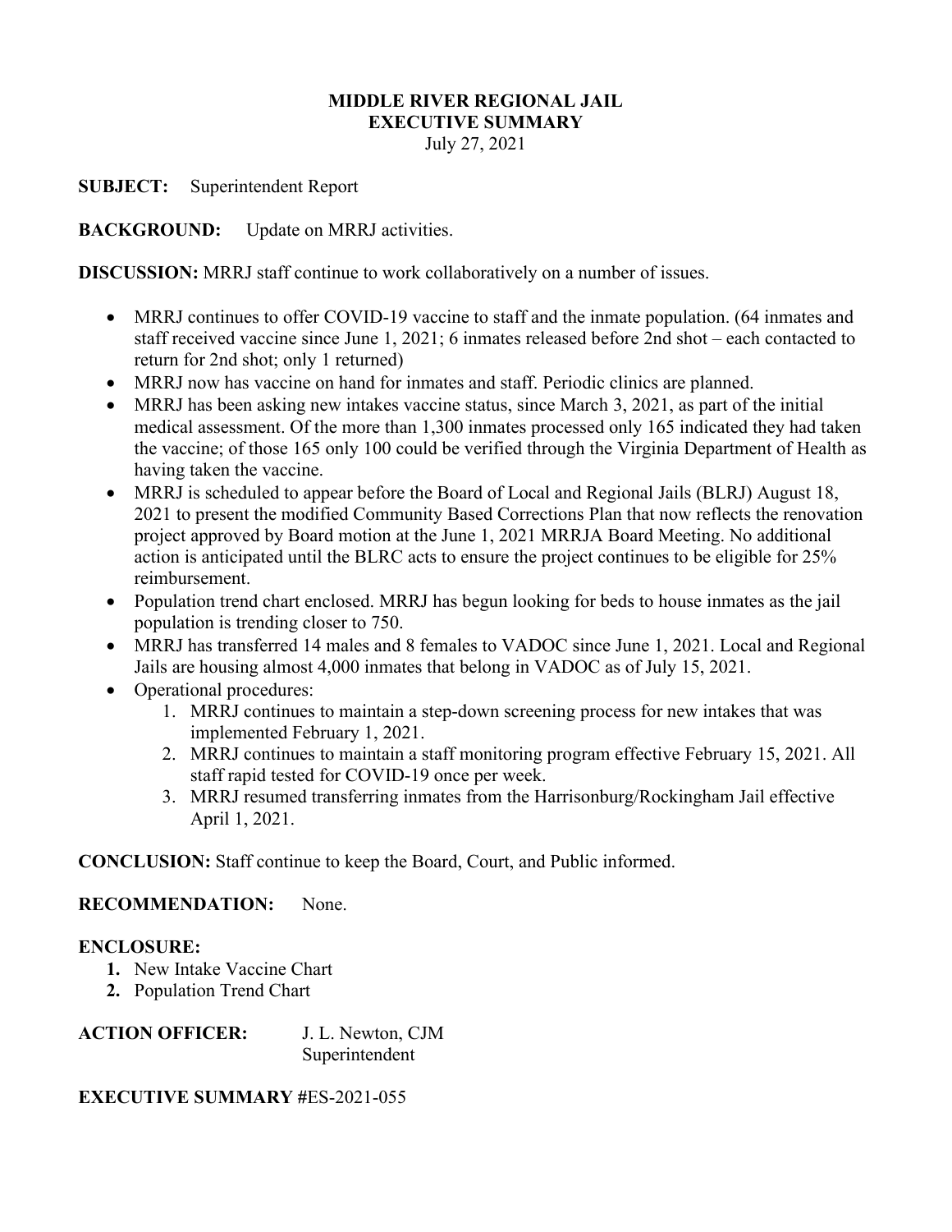**MIDDLE RIVER REGIONAL JAIL**
**EXECUTIVE SUMMARY**
July 27, 2021

**SUBJECT:** Superintendent Report

**BACKGROUND:** Update on MRRJ activities.

**DISCUSSION:** MRRJ staff continue to work collaboratively on a number of issues.

- MRRJ continues to offer COVID-19 vaccine to staff and the inmate population. (64 inmates and staff received vaccine since June 1, 2021; 6 inmates released before 2nd shot – each contacted to return for 2nd shot; only 1 returned)
- MRRJ now has vaccine on hand for inmates and staff. Periodic clinics are planned.
- MRRJ has been asking new intakes vaccine status, since March 3, 2021, as part of the initial medical assessment. Of the more than 1,300 inmates processed only 165 indicated they had taken the vaccine; of those 165 only 100 could be verified through the Virginia Department of Health as having taken the vaccine.
- MRRJ is scheduled to appear before the Board of Local and Regional Jails (BLRJ) August 18, 2021 to present the modified Community Based Corrections Plan that now reflects the renovation project approved by Board motion at the June 1, 2021 MRRJA Board Meeting. No additional action is anticipated until the BLRC acts to ensure the project continues to be eligible for 25% reimbursement.
- Population trend chart enclosed. MRRJ has begun looking for beds to house inmates as the jail population is trending closer to 750.
- MRRJ has transferred 14 males and 8 females to VADOC since June 1, 2021. Local and Regional Jails are housing almost 4,000 inmates that belong in VADOC as of July 15, 2021.
- Operational procedures:
  1. MRRJ continues to maintain a step-down screening process for new intakes that was implemented February 1, 2021.
  2. MRRJ continues to maintain a staff monitoring program effective February 15, 2021. All staff rapid tested for COVID-19 once per week.
  3. MRRJ resumed transferring inmates from the Harrisonburg/Rockingham Jail effective April 1, 2021.

**CONCLUSION:** Staff continue to keep the Board, Court, and Public informed.

**RECOMMENDATION:** None.

**ENCLOSURE:**

1. New Intake Vaccine Chart
2. Population Trend Chart

**ACTION OFFICER:** J. L. Newton, CJM
Superintendent

**EXECUTIVE SUMMARY** #ES-2021-055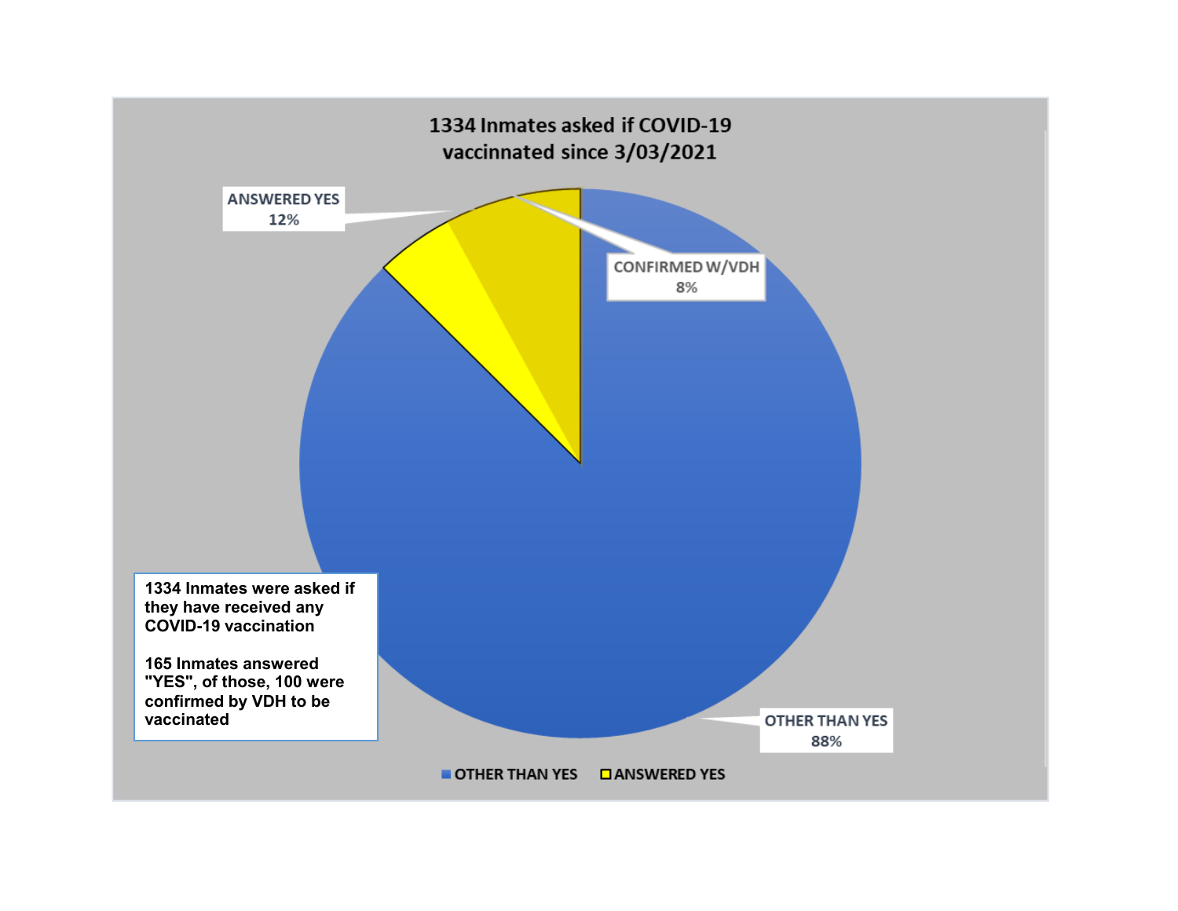## 1334 Inmates asked if COVID-19 vaccinnated since 3/03/2021

ANSWERED YES
12%

CONFIRMED W/VDH
8%

OTHER THAN YES
88%

**1334 Inmates were asked if they have received any COVID-19 vaccination**

**165 Inmates answered "YES", of those, 100 were confirmed by VDH to be vaccinated**

OTHER THAN YES   ANSWERED YES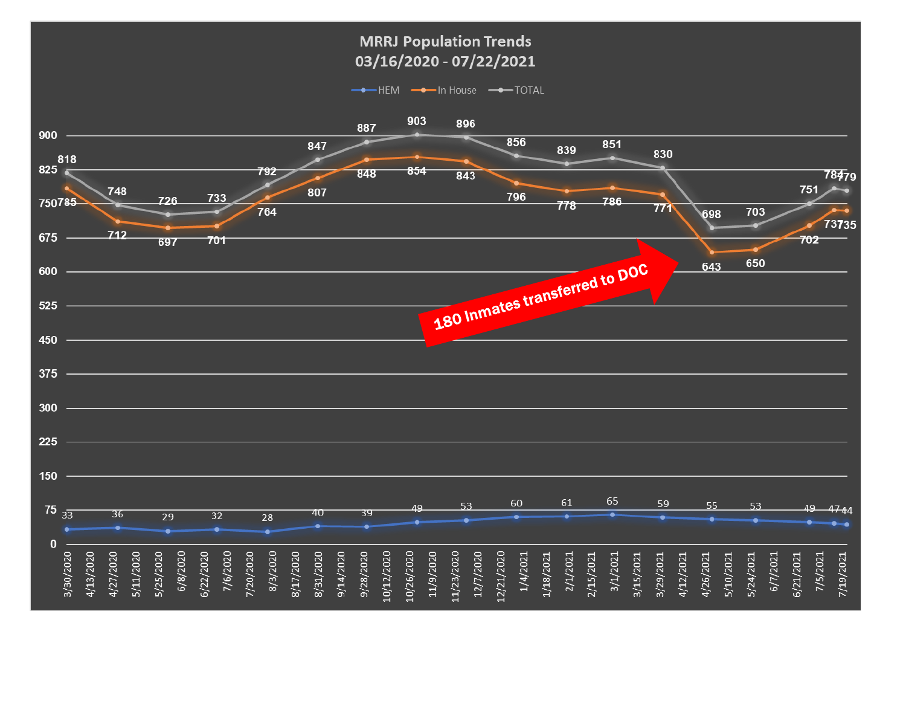## MRRJ Population Trends
### 03/16/2020 - 07/22/2021

Legend: HEM, In House, TOTAL

| Date | TOTAL | In House | HEM |
|---|---|---|---|
| 3/30/2020 | 818 | 785 | 33 |
| 4/27/2020 | 748 | 712 | 36 |
| 5/25/2020 | 726 | 697 | 29 |
| 6/22/2020 | 733 | 701 | 32 |
| 8/3/2020 | 792 | 764 | 28 |
| 8/31/2020 | 847 | 807 | 40 |
| 9/28/2020 | 887 | 848 | 39 |
| 10/26/2020 | 903 | 854 | 49 |
| 11/23/2020 | 896 | 843 | 53 |
| 1/4/2021 | 856 | 796 | 60 |
| 2/1/2021 | 839 | 778 | 61 |
| 3/1/2021 | 851 | 786 | 65 |
| 3/29/2021 | 830 | 771 | 59 |
| 4/26/2021 | 698 | 643 | 55 |
| 5/24/2021 | 703 | 650 | 53 |
| 6/21/2021 | 751 | 702 | 49 |
| 7/5/2021 | 784 | 737 | 47 |
| 7/19/2021 | 779 | 735 | 44 |

180 Inmates transferred to DOC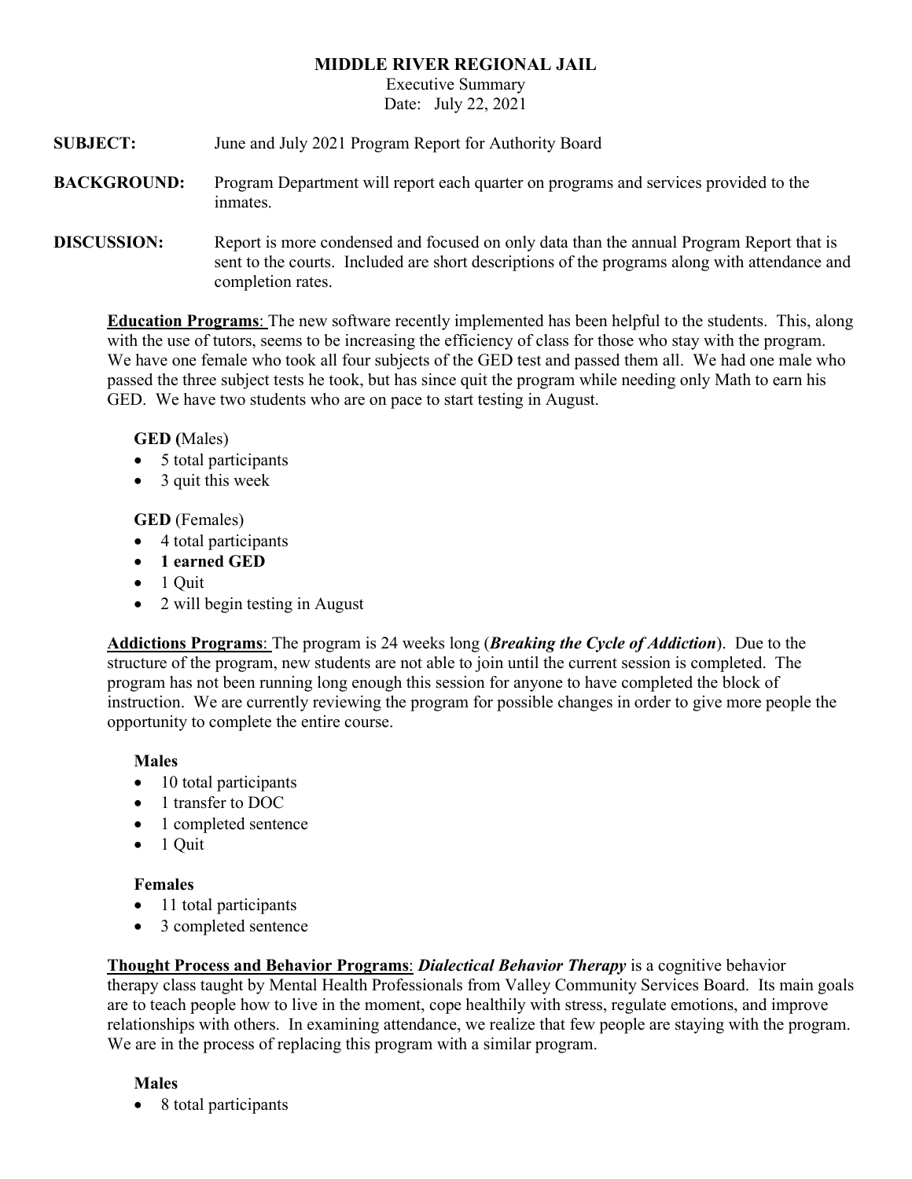**MIDDLE RIVER REGIONAL JAIL**

Executive Summary

Date: July 22, 2021

**SUBJECT:** June and July 2021 Program Report for Authority Board

**BACKGROUND:** Program Department will report each quarter on programs and services provided to the inmates.

**DISCUSSION:** Report is more condensed and focused on only data than the annual Program Report that is sent to the courts. Included are short descriptions of the programs along with attendance and completion rates.

**Education Programs**: The new software recently implemented has been helpful to the students. This, along with the use of tutors, seems to be increasing the efficiency of class for those who stay with the program. We have one female who took all four subjects of the GED test and passed them all. We had one male who passed the three subject tests he took, but has since quit the program while needing only Math to earn his GED. We have two students who are on pace to start testing in August.

**GED (**Males)

- 5 total participants
- 3 quit this week

**GED** (Females)

- 4 total participants
- **1 earned GED**
- 1 Quit
- 2 will begin testing in August

**Addictions Programs**: The program is 24 weeks long (***Breaking the Cycle of Addiction***). Due to the structure of the program, new students are not able to join until the current session is completed. The program has not been running long enough this session for anyone to have completed the block of instruction. We are currently reviewing the program for possible changes in order to give more people the opportunity to complete the entire course.

**Males**

- 10 total participants
- 1 transfer to DOC
- 1 completed sentence
- 1 Quit

**Females**

- 11 total participants
- 3 completed sentence

**Thought Process and Behavior Programs**: ***Dialectical Behavior Therapy*** is a cognitive behavior therapy class taught by Mental Health Professionals from Valley Community Services Board. Its main goals are to teach people how to live in the moment, cope healthily with stress, regulate emotions, and improve relationships with others. In examining attendance, we realize that few people are staying with the program. We are in the process of replacing this program with a similar program.

**Males**

- 8 total participants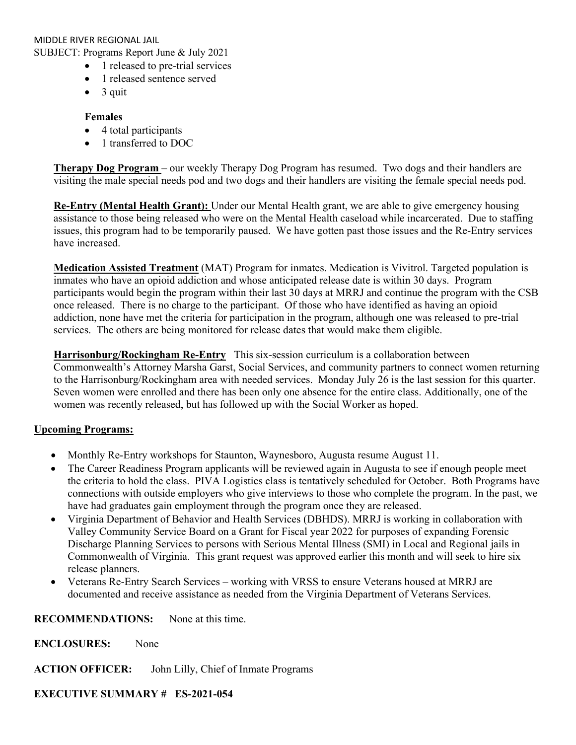- 1 released to pre-trial services
- 1 released sentence served
- 3 quit

**Females**

- 4 total participants
- 1 transferred to DOC

**Therapy Dog Program** – our weekly Therapy Dog Program has resumed. Two dogs and their handlers are visiting the male special needs pod and two dogs and their handlers are visiting the female special needs pod.

**Re-Entry (Mental Health Grant):** Under our Mental Health grant, we are able to give emergency housing assistance to those being released who were on the Mental Health caseload while incarcerated. Due to staffing issues, this program had to be temporarily paused. We have gotten past those issues and the Re-Entry services have increased.

**Medication Assisted Treatment** (MAT) Program for inmates. Medication is Vivitrol. Targeted population is inmates who have an opioid addiction and whose anticipated release date is within 30 days. Program participants would begin the program within their last 30 days at MRRJ and continue the program with the CSB once released. There is no charge to the participant. Of those who have identified as having an opioid addiction, none have met the criteria for participation in the program, although one was released to pre-trial services. The others are being monitored for release dates that would make them eligible.

**Harrisonburg/Rockingham Re-Entry** This six-session curriculum is a collaboration between Commonwealth's Attorney Marsha Garst, Social Services, and community partners to connect women returning to the Harrisonburg/Rockingham area with needed services. Monday July 26 is the last session for this quarter. Seven women were enrolled and there has been only one absence for the entire class. Additionally, one of the women was recently released, but has followed up with the Social Worker as hoped.

**Upcoming Programs:**

- Monthly Re-Entry workshops for Staunton, Waynesboro, Augusta resume August 11.
- The Career Readiness Program applicants will be reviewed again in Augusta to see if enough people meet the criteria to hold the class. PIVA Logistics class is tentatively scheduled for October. Both Programs have connections with outside employers who give interviews to those who complete the program. In the past, we have had graduates gain employment through the program once they are released.
- Virginia Department of Behavior and Health Services (DBHDS). MRRJ is working in collaboration with Valley Community Service Board on a Grant for Fiscal year 2022 for purposes of expanding Forensic Discharge Planning Services to persons with Serious Mental Illness (SMI) in Local and Regional jails in Commonwealth of Virginia. This grant request was approved earlier this month and will seek to hire six release planners.
- Veterans Re-Entry Search Services – working with VRSS to ensure Veterans housed at MRRJ are documented and receive assistance as needed from the Virginia Department of Veterans Services.

**RECOMMENDATIONS:** None at this time.

**ENCLOSURES:** None

**ACTION OFFICER:** John Lilly, Chief of Inmate Programs

**EXECUTIVE SUMMARY # ES-2021-054**